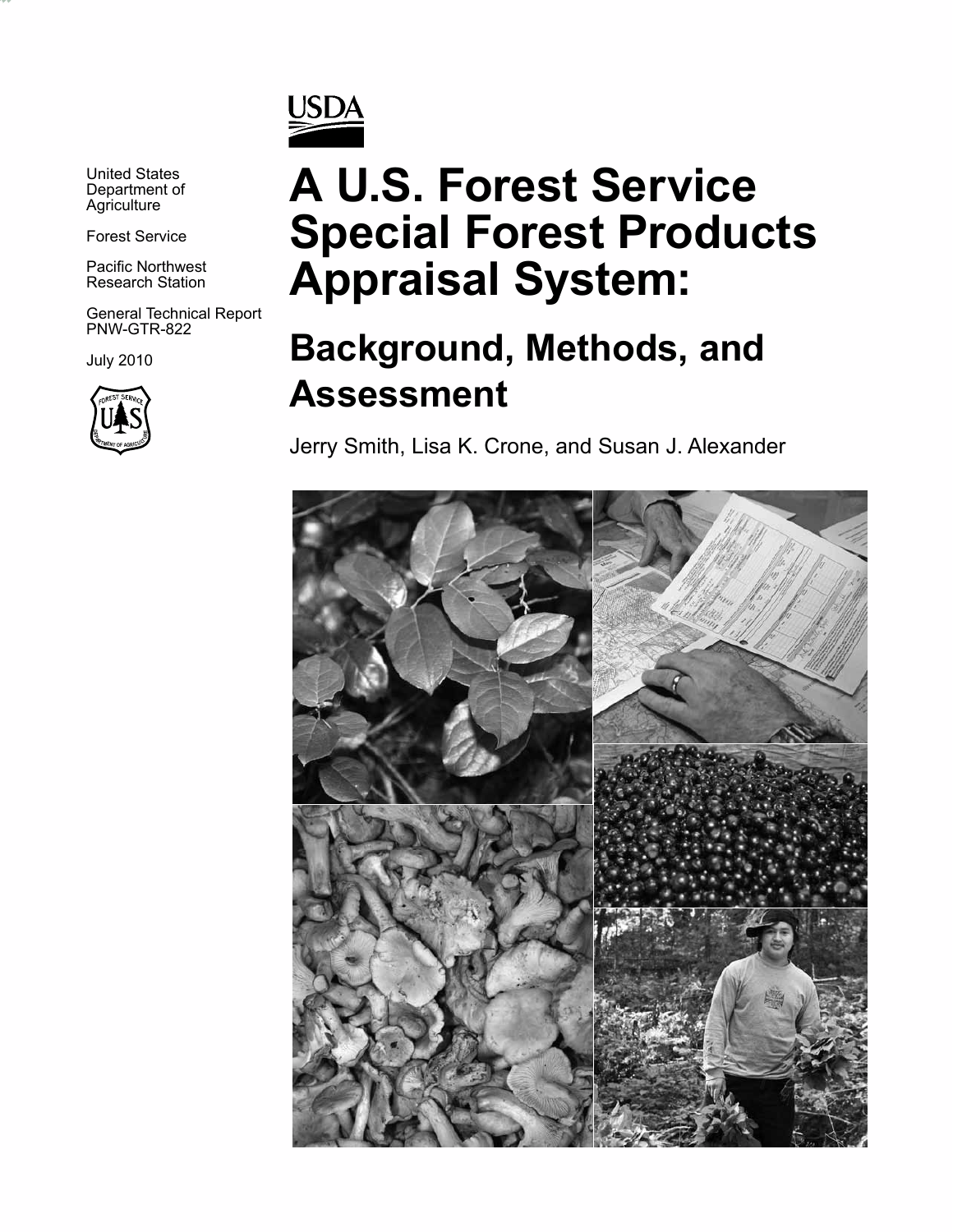USDA

United States Department of Agriculture

Forest Service

Pacific Northwest Research Station

General Technical Report PNW-GTR-822

July 2010

# A U.S. Forest Service Special Forest Products Appraisal System:

## Background, Methods, and Assessment

Jerry Smith, Lisa K. Crone, and Susan J. Alexander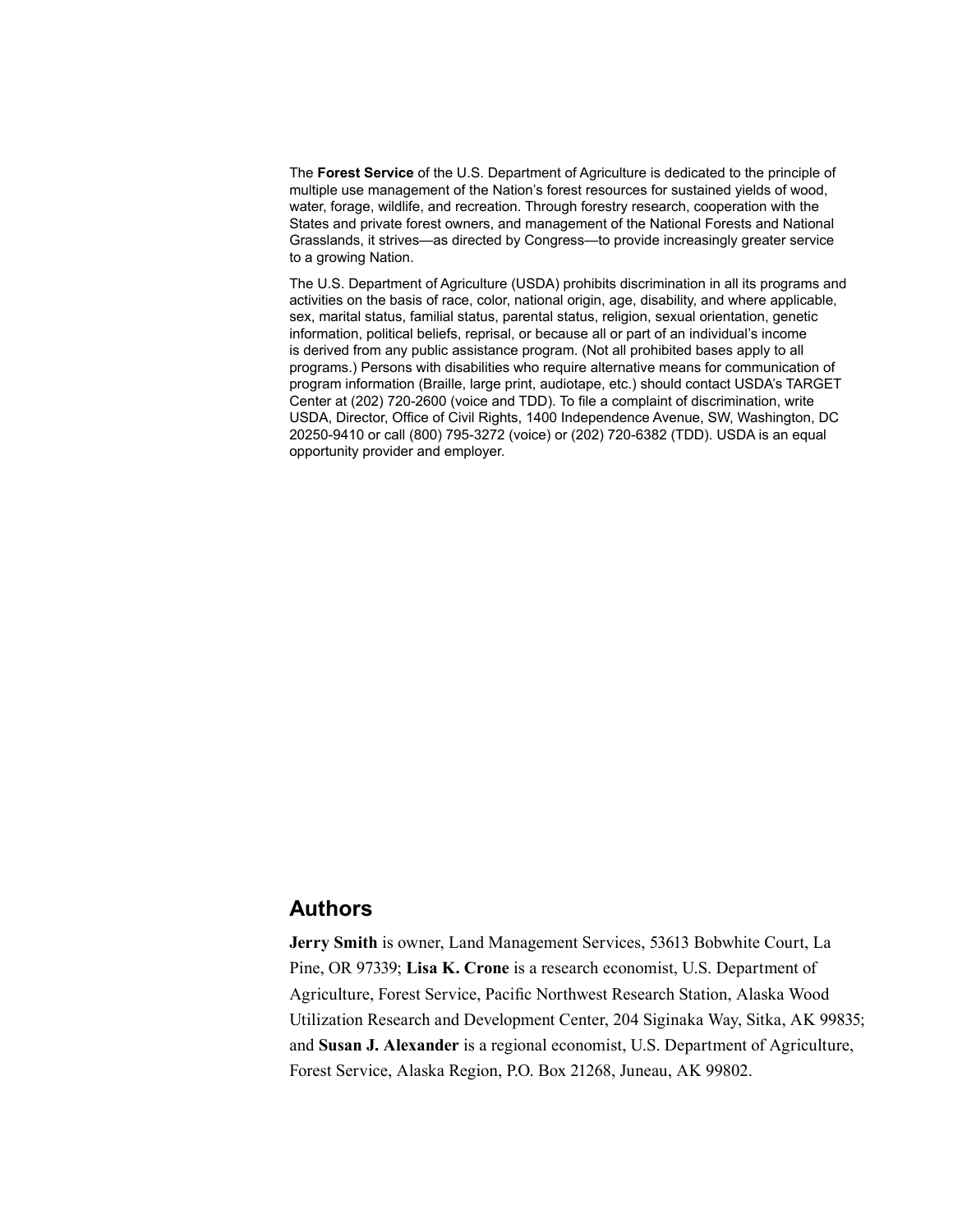The **Forest Service** of the U.S. Department of Agriculture is dedicated to the principle of multiple use management of the Nation's forest resources for sustained yields of wood, water, forage, wildlife, and recreation. Through forestry research, cooperation with the States and private forest owners, and management of the National Forests and National Grasslands, it strives—as directed by Congress—to provide increasingly greater service to a growing Nation.

The U.S. Department of Agriculture (USDA) prohibits discrimination in all its programs and activities on the basis of race, color, national origin, age, disability, and where applicable, sex, marital status, familial status, parental status, religion, sexual orientation, genetic information, political beliefs, reprisal, or because all or part of an individual's income is derived from any public assistance program. (Not all prohibited bases apply to all programs.) Persons with disabilities who require alternative means for communication of program information (Braille, large print, audiotape, etc.) should contact USDA's TARGET Center at (202) 720-2600 (voice and TDD). To file a complaint of discrimination, write USDA, Director, Office of Civil Rights, 1400 Independence Avenue, SW, Washington, DC 20250-9410 or call (800) 795-3272 (voice) or (202) 720-6382 (TDD). USDA is an equal opportunity provider and employer.

## Authors

**Jerry Smith** is owner, Land Management Services, 53613 Bobwhite Court, La Pine, OR 97339; **Lisa K. Crone** is a research economist, U.S. Department of Agriculture, Forest Service, Pacific Northwest Research Station, Alaska Wood Utilization Research and Development Center, 204 Siginaka Way, Sitka, AK 99835; and **Susan J. Alexander** is a regional economist, U.S. Department of Agriculture, Forest Service, Alaska Region, P.O. Box 21268, Juneau, AK 99802.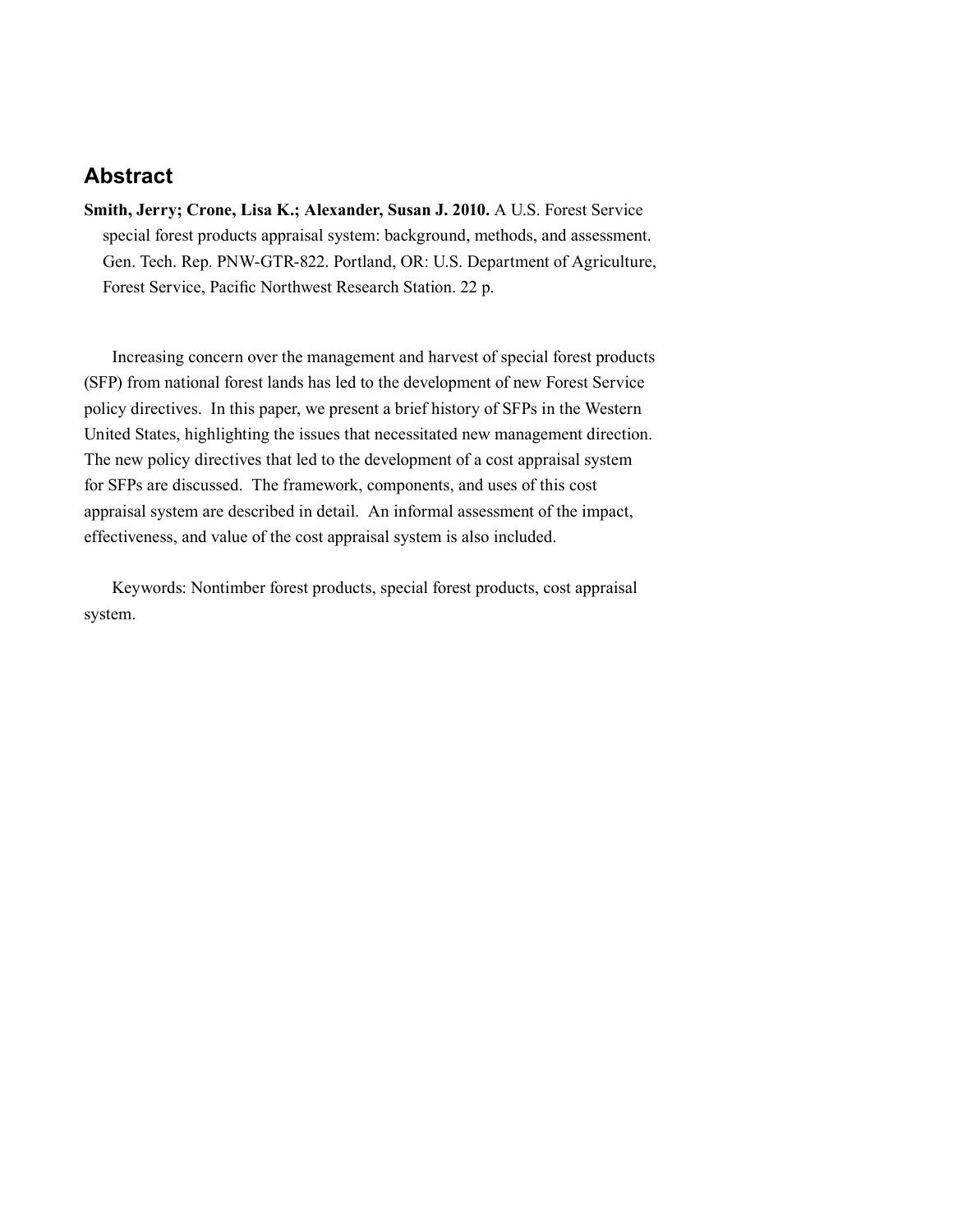## Abstract

**Smith, Jerry; Crone, Lisa K.; Alexander, Susan J. 2010.** A U.S. Forest Service special forest products appraisal system: background, methods, and assessment. Gen. Tech. Rep. PNW-GTR-822. Portland, OR: U.S. Department of Agriculture, Forest Service, Pacific Northwest Research Station. 22 p.

Increasing concern over the management and harvest of special forest products (SFP) from national forest lands has led to the development of new Forest Service policy directives. In this paper, we present a brief history of SFPs in the Western United States, highlighting the issues that necessitated new management direction. The new policy directives that led to the development of a cost appraisal system for SFPs are discussed. The framework, components, and uses of this cost appraisal system are described in detail. An informal assessment of the impact, effectiveness, and value of the cost appraisal system is also included.

Keywords: Nontimber forest products, special forest products, cost appraisal system.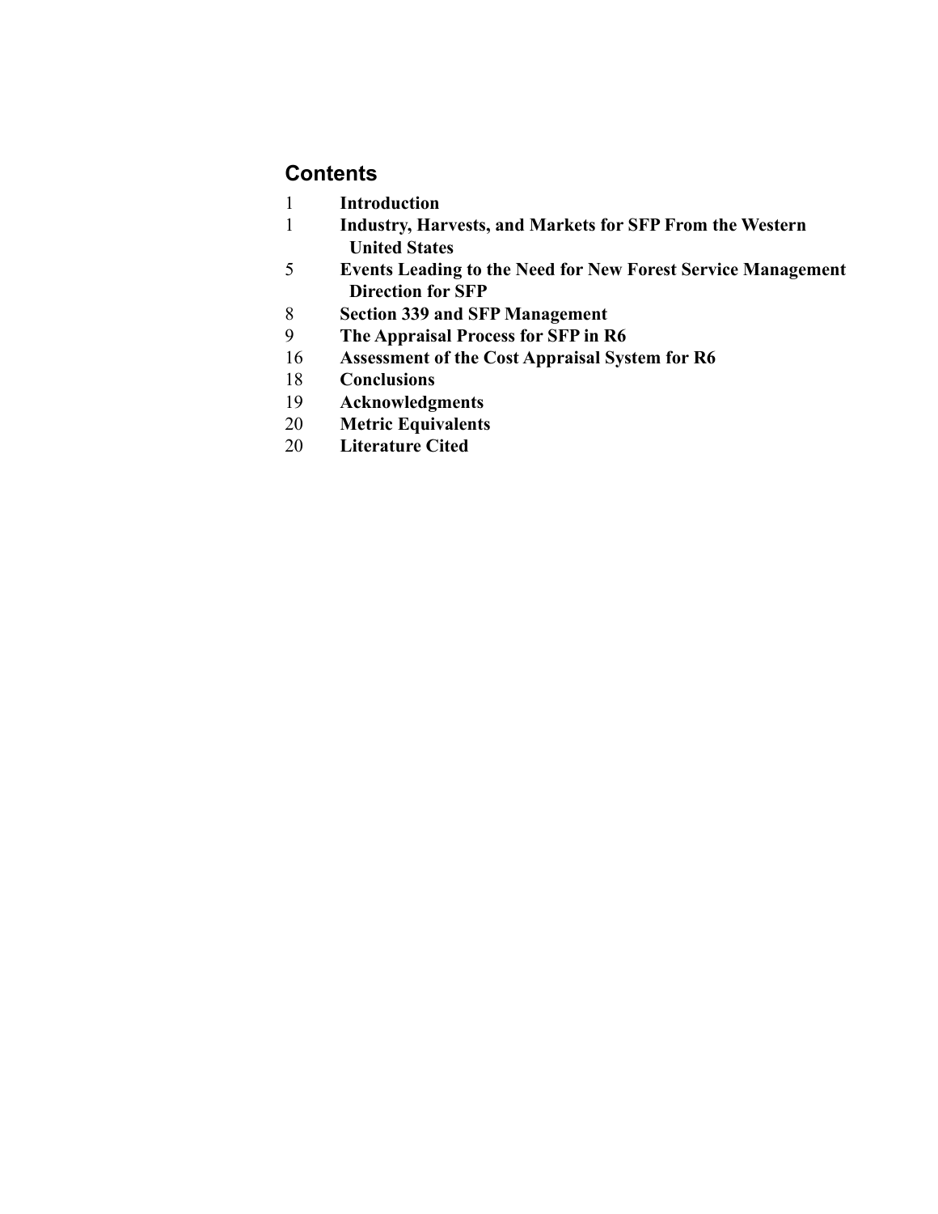## Contents

1 **Introduction**

1 **Industry, Harvests, and Markets for SFP From the Western United States**

5 **Events Leading to the Need for New Forest Service Management Direction for SFP**

8 **Section 339 and SFP Management**

9 **The Appraisal Process for SFP in R6**

16 **Assessment of the Cost Appraisal System for R6**

18 **Conclusions**

19 **Acknowledgments**

20 **Metric Equivalents**

20 **Literature Cited**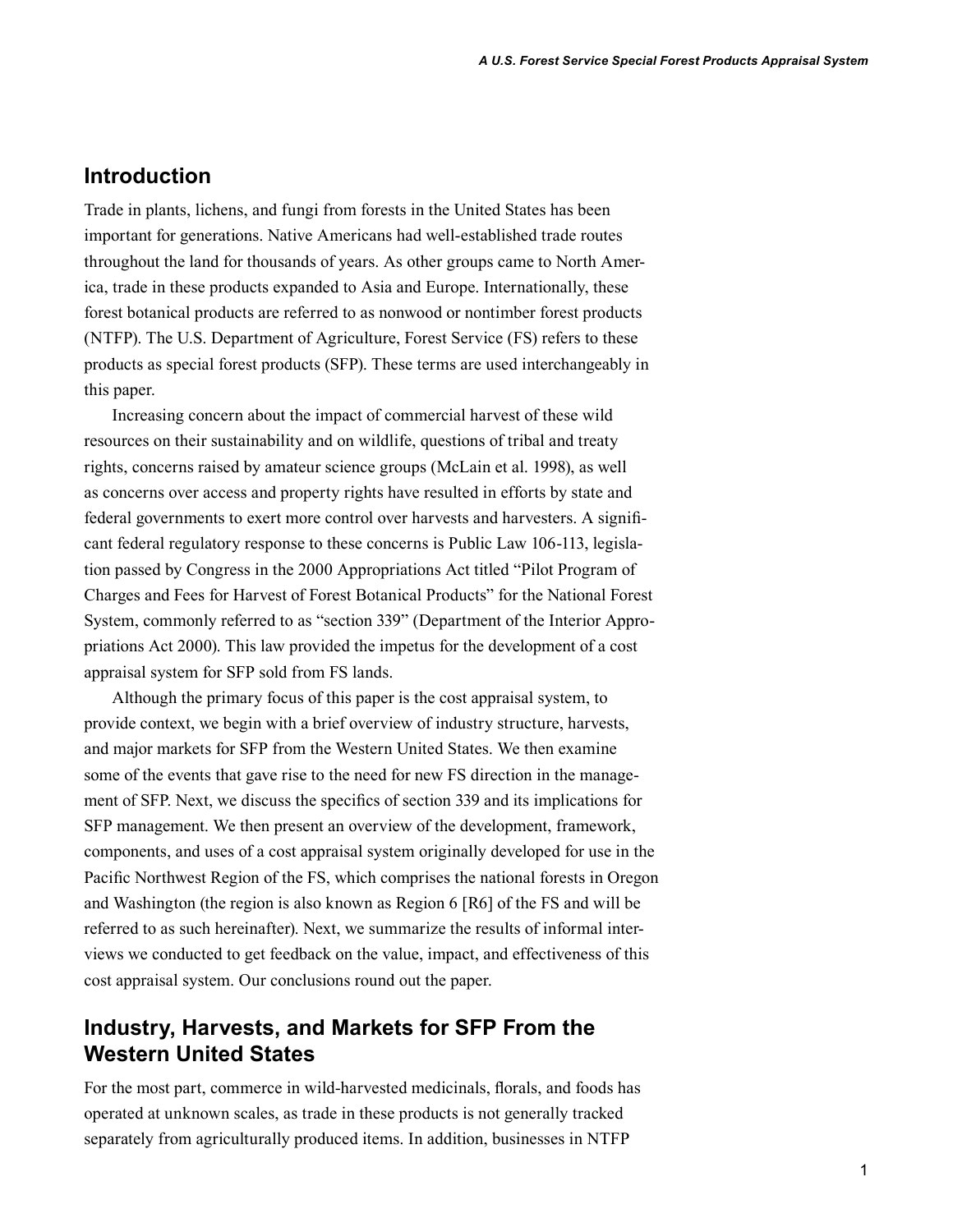## Introduction

Trade in plants, lichens, and fungi from forests in the United States has been important for generations. Native Americans had well-established trade routes throughout the land for thousands of years. As other groups came to North America, trade in these products expanded to Asia and Europe. Internationally, these forest botanical products are referred to as nonwood or nontimber forest products (NTFP). The U.S. Department of Agriculture, Forest Service (FS) refers to these products as special forest products (SFP). These terms are used interchangeably in this paper.

Increasing concern about the impact of commercial harvest of these wild resources on their sustainability and on wildlife, questions of tribal and treaty rights, concerns raised by amateur science groups (McLain et al. 1998), as well as concerns over access and property rights have resulted in efforts by state and federal governments to exert more control over harvests and harvesters. A significant federal regulatory response to these concerns is Public Law 106-113, legislation passed by Congress in the 2000 Appropriations Act titled "Pilot Program of Charges and Fees for Harvest of Forest Botanical Products" for the National Forest System, commonly referred to as "section 339" (Department of the Interior Appropriations Act 2000). This law provided the impetus for the development of a cost appraisal system for SFP sold from FS lands.

Although the primary focus of this paper is the cost appraisal system, to provide context, we begin with a brief overview of industry structure, harvests, and major markets for SFP from the Western United States. We then examine some of the events that gave rise to the need for new FS direction in the management of SFP. Next, we discuss the specifics of section 339 and its implications for SFP management. We then present an overview of the development, framework, components, and uses of a cost appraisal system originally developed for use in the Pacific Northwest Region of the FS, which comprises the national forests in Oregon and Washington (the region is also known as Region 6 [R6] of the FS and will be referred to as such hereinafter). Next, we summarize the results of informal interviews we conducted to get feedback on the value, impact, and effectiveness of this cost appraisal system. Our conclusions round out the paper.

## Industry, Harvests, and Markets for SFP From the Western United States

For the most part, commerce in wild-harvested medicinals, florals, and foods has operated at unknown scales, as trade in these products is not generally tracked separately from agriculturally produced items. In addition, businesses in NTFP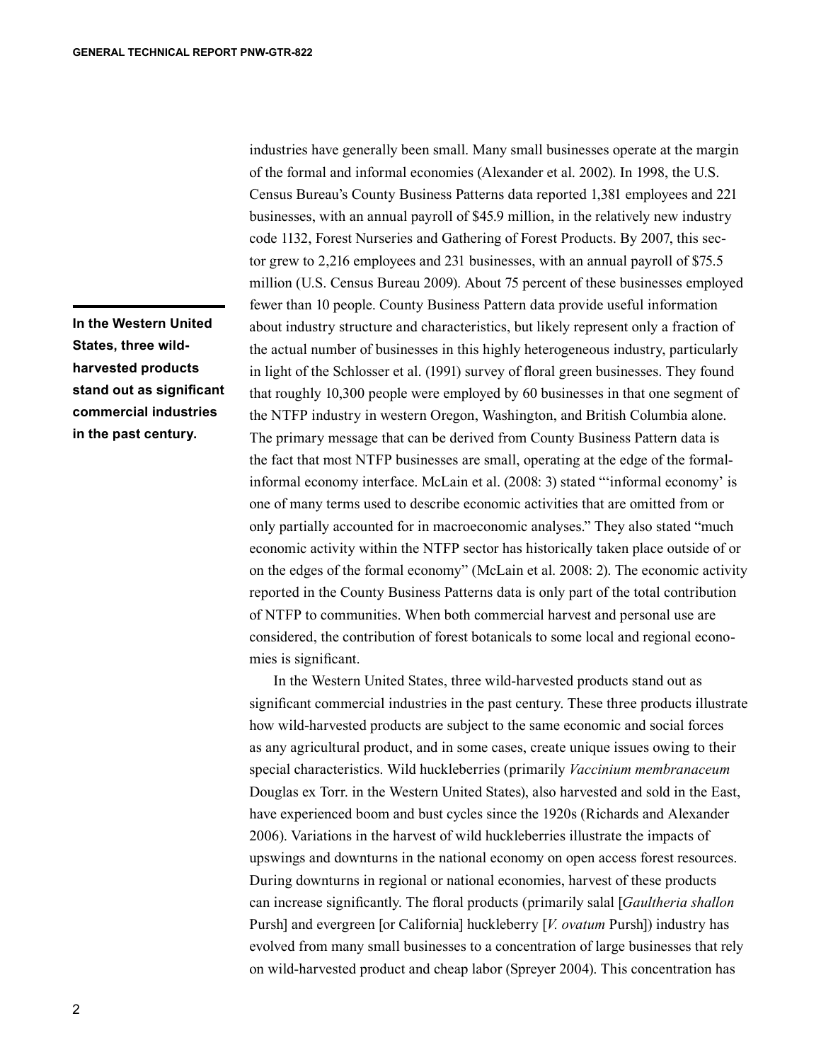industries have generally been small. Many small businesses operate at the margin of the formal and informal economies (Alexander et al. 2002). In 1998, the U.S. Census Bureau's County Business Patterns data reported 1,381 employees and 221 businesses, with an annual payroll of $45.9 million, in the relatively new industry code 1132, Forest Nurseries and Gathering of Forest Products. By 2007, this sector grew to 2,216 employees and 231 businesses, with an annual payroll of $75.5 million (U.S. Census Bureau 2009). About 75 percent of these businesses employed fewer than 10 people. County Business Pattern data provide useful information about industry structure and characteristics, but likely represent only a fraction of the actual number of businesses in this highly heterogeneous industry, particularly in light of the Schlosser et al. (1991) survey of floral green businesses. They found that roughly 10,300 people were employed by 60 businesses in that one segment of the NTFP industry in western Oregon, Washington, and British Columbia alone. The primary message that can be derived from County Business Pattern data is the fact that most NTFP businesses are small, operating at the edge of the formal-informal economy interface. McLain et al. (2008: 3) stated "'informal economy' is one of many terms used to describe economic activities that are omitted from or only partially accounted for in macroeconomic analyses." They also stated "much economic activity within the NTFP sector has historically taken place outside of or on the edges of the formal economy" (McLain et al. 2008: 2). The economic activity reported in the County Business Patterns data is only part of the total contribution of NTFP to communities. When both commercial harvest and personal use are considered, the contribution of forest botanicals to some local and regional economies is significant.

**In the Western United States, three wild-harvested products stand out as significant commercial industries in the past century.**

In the Western United States, three wild-harvested products stand out as significant commercial industries in the past century. These three products illustrate how wild-harvested products are subject to the same economic and social forces as any agricultural product, and in some cases, create unique issues owing to their special characteristics. Wild huckleberries (primarily *Vaccinium membranaceum* Douglas ex Torr. in the Western United States), also harvested and sold in the East, have experienced boom and bust cycles since the 1920s (Richards and Alexander 2006). Variations in the harvest of wild huckleberries illustrate the impacts of upswings and downturns in the national economy on open access forest resources. During downturns in regional or national economies, harvest of these products can increase significantly. The floral products (primarily salal [*Gaultheria shallon* Pursh] and evergreen [or California] huckleberry [*V. ovatum* Pursh]) industry has evolved from many small businesses to a concentration of large businesses that rely on wild-harvested product and cheap labor (Spreyer 2004). This concentration has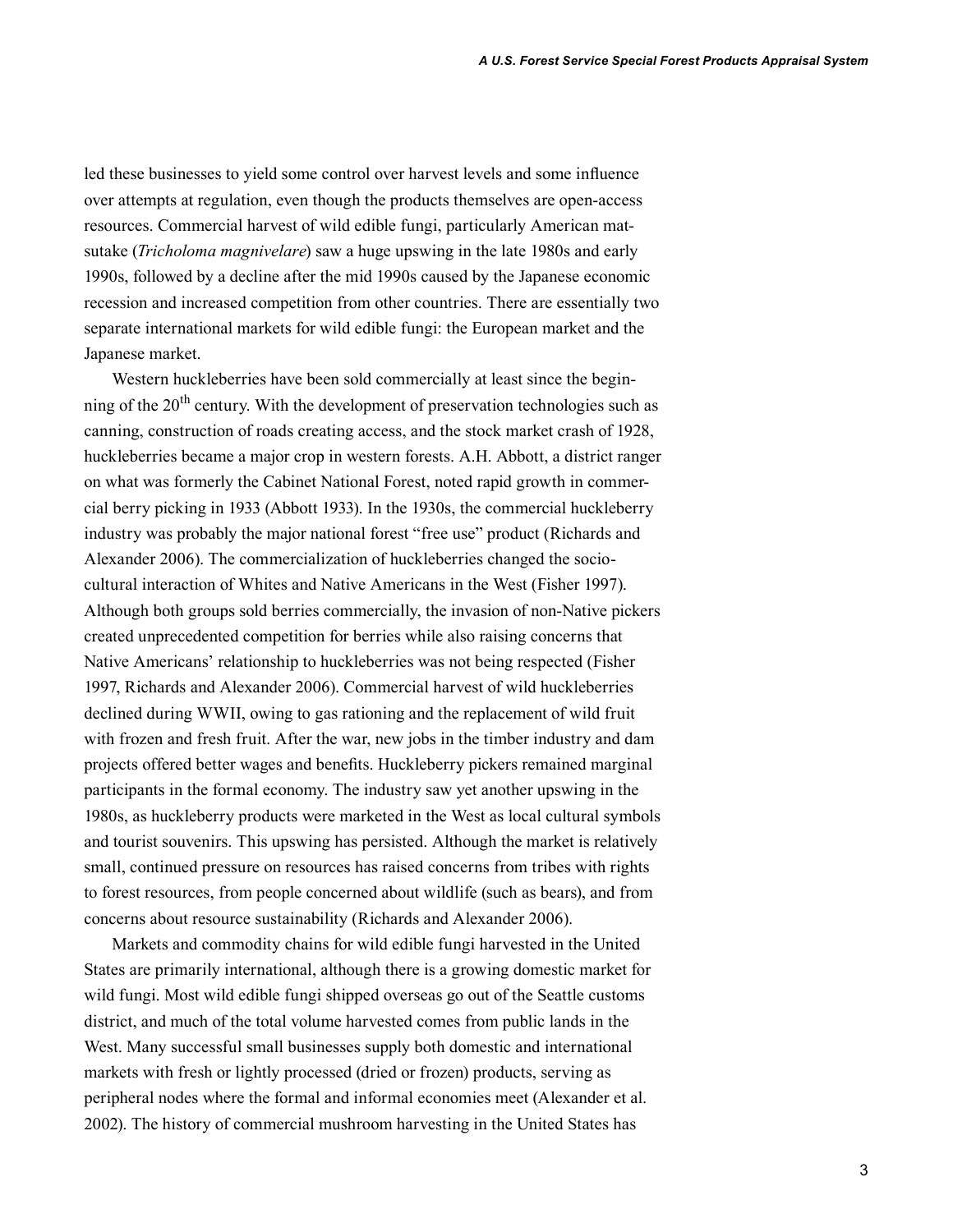led these businesses to yield some control over harvest levels and some influence over attempts at regulation, even though the products themselves are open-access resources. Commercial harvest of wild edible fungi, particularly American matsutake (*Tricholoma magnivelare*) saw a huge upswing in the late 1980s and early 1990s, followed by a decline after the mid 1990s caused by the Japanese economic recession and increased competition from other countries. There are essentially two separate international markets for wild edible fungi: the European market and the Japanese market.

Western huckleberries have been sold commercially at least since the beginning of the 20th century. With the development of preservation technologies such as canning, construction of roads creating access, and the stock market crash of 1928, huckleberries became a major crop in western forests. A.H. Abbott, a district ranger on what was formerly the Cabinet National Forest, noted rapid growth in commercial berry picking in 1933 (Abbott 1933). In the 1930s, the commercial huckleberry industry was probably the major national forest "free use" product (Richards and Alexander 2006). The commercialization of huckleberries changed the sociocultural interaction of Whites and Native Americans in the West (Fisher 1997). Although both groups sold berries commercially, the invasion of non-Native pickers created unprecedented competition for berries while also raising concerns that Native Americans' relationship to huckleberries was not being respected (Fisher 1997, Richards and Alexander 2006). Commercial harvest of wild huckleberries declined during WWII, owing to gas rationing and the replacement of wild fruit with frozen and fresh fruit. After the war, new jobs in the timber industry and dam projects offered better wages and benefits. Huckleberry pickers remained marginal participants in the formal economy. The industry saw yet another upswing in the 1980s, as huckleberry products were marketed in the West as local cultural symbols and tourist souvenirs. This upswing has persisted. Although the market is relatively small, continued pressure on resources has raised concerns from tribes with rights to forest resources, from people concerned about wildlife (such as bears), and from concerns about resource sustainability (Richards and Alexander 2006).

Markets and commodity chains for wild edible fungi harvested in the United States are primarily international, although there is a growing domestic market for wild fungi. Most wild edible fungi shipped overseas go out of the Seattle customs district, and much of the total volume harvested comes from public lands in the West. Many successful small businesses supply both domestic and international markets with fresh or lightly processed (dried or frozen) products, serving as peripheral nodes where the formal and informal economies meet (Alexander et al. 2002). The history of commercial mushroom harvesting in the United States has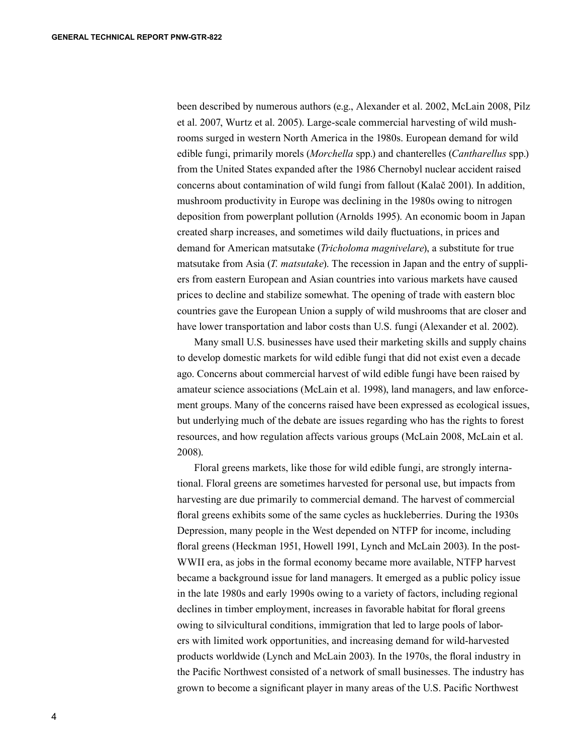been described by numerous authors (e.g., Alexander et al. 2002, McLain 2008, Pilz et al. 2007, Wurtz et al. 2005). Large-scale commercial harvesting of wild mushrooms surged in western North America in the 1980s. European demand for wild edible fungi, primarily morels (*Morchella* spp.) and chanterelles (*Cantharellus* spp.) from the United States expanded after the 1986 Chernobyl nuclear accident raised concerns about contamination of wild fungi from fallout (Kalač 2001). In addition, mushroom productivity in Europe was declining in the 1980s owing to nitrogen deposition from powerplant pollution (Arnolds 1995). An economic boom in Japan created sharp increases, and sometimes wild daily fluctuations, in prices and demand for American matsutake (*Tricholoma magnivelare*), a substitute for true matsutake from Asia (*T. matsutake*). The recession in Japan and the entry of suppliers from eastern European and Asian countries into various markets have caused prices to decline and stabilize somewhat. The opening of trade with eastern bloc countries gave the European Union a supply of wild mushrooms that are closer and have lower transportation and labor costs than U.S. fungi (Alexander et al. 2002).

Many small U.S. businesses have used their marketing skills and supply chains to develop domestic markets for wild edible fungi that did not exist even a decade ago. Concerns about commercial harvest of wild edible fungi have been raised by amateur science associations (McLain et al. 1998), land managers, and law enforcement groups. Many of the concerns raised have been expressed as ecological issues, but underlying much of the debate are issues regarding who has the rights to forest resources, and how regulation affects various groups (McLain 2008, McLain et al. 2008).

Floral greens markets, like those for wild edible fungi, are strongly international. Floral greens are sometimes harvested for personal use, but impacts from harvesting are due primarily to commercial demand. The harvest of commercial floral greens exhibits some of the same cycles as huckleberries. During the 1930s Depression, many people in the West depended on NTFP for income, including floral greens (Heckman 1951, Howell 1991, Lynch and McLain 2003). In the post-WWII era, as jobs in the formal economy became more available, NTFP harvest became a background issue for land managers. It emerged as a public policy issue in the late 1980s and early 1990s owing to a variety of factors, including regional declines in timber employment, increases in favorable habitat for floral greens owing to silvicultural conditions, immigration that led to large pools of laborers with limited work opportunities, and increasing demand for wild-harvested products worldwide (Lynch and McLain 2003). In the 1970s, the floral industry in the Pacific Northwest consisted of a network of small businesses. The industry has grown to become a significant player in many areas of the U.S. Pacific Northwest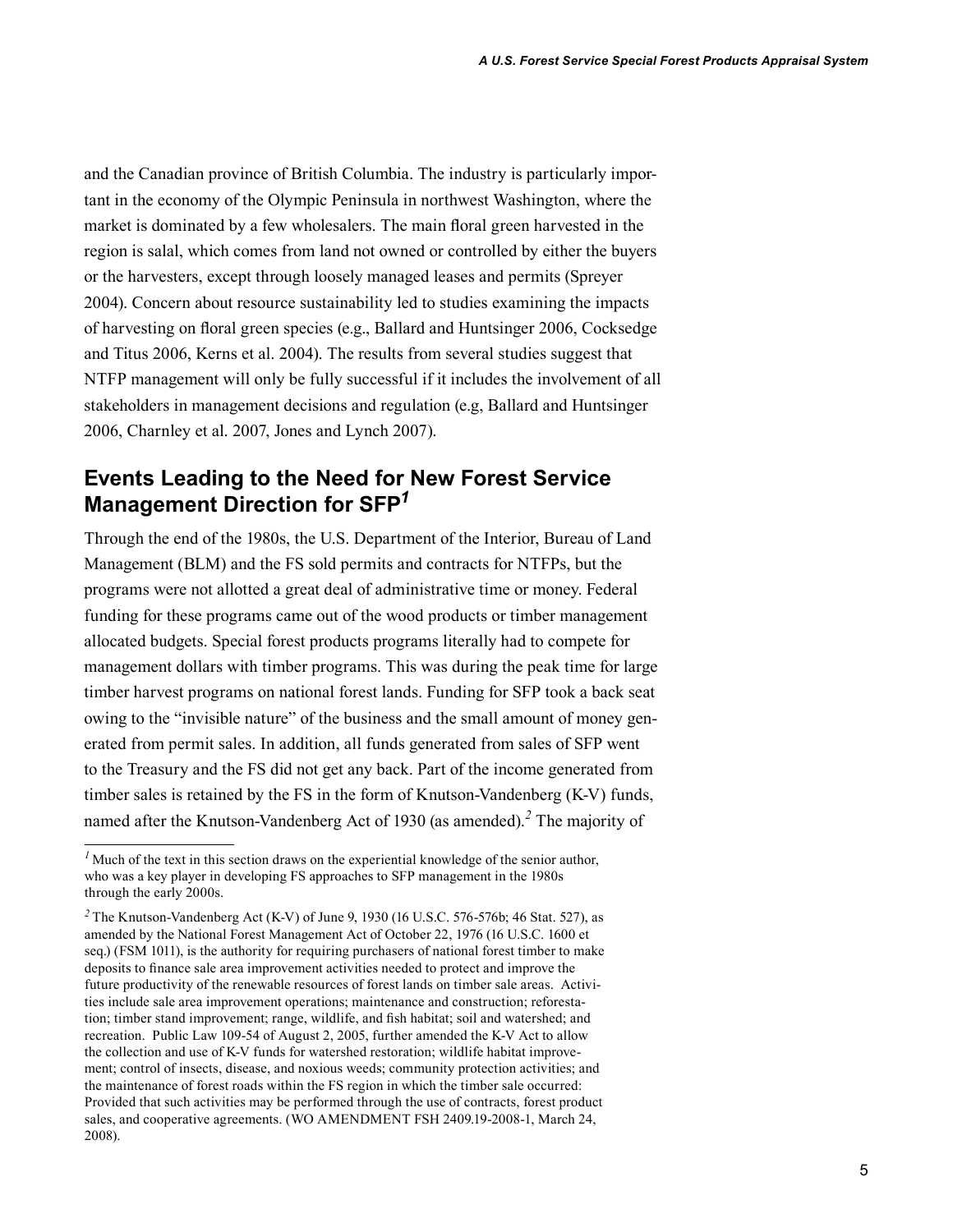and the Canadian province of British Columbia. The industry is particularly important in the economy of the Olympic Peninsula in northwest Washington, where the market is dominated by a few wholesalers. The main floral green harvested in the region is salal, which comes from land not owned or controlled by either the buyers or the harvesters, except through loosely managed leases and permits (Spreyer 2004). Concern about resource sustainability led to studies examining the impacts of harvesting on floral green species (e.g., Ballard and Huntsinger 2006, Cocksedge and Titus 2006, Kerns et al. 2004). The results from several studies suggest that NTFP management will only be fully successful if it includes the involvement of all stakeholders in management decisions and regulation (e.g, Ballard and Huntsinger 2006, Charnley et al. 2007, Jones and Lynch 2007).

## Events Leading to the Need for New Forest Service Management Direction for SFP[1]

Through the end of the 1980s, the U.S. Department of the Interior, Bureau of Land Management (BLM) and the FS sold permits and contracts for NTFPs, but the programs were not allotted a great deal of administrative time or money. Federal funding for these programs came out of the wood products or timber management allocated budgets. Special forest products programs literally had to compete for management dollars with timber programs. This was during the peak time for large timber harvest programs on national forest lands. Funding for SFP took a back seat owing to the "invisible nature" of the business and the small amount of money generated from permit sales. In addition, all funds generated from sales of SFP went to the Treasury and the FS did not get any back. Part of the income generated from timber sales is retained by the FS in the form of Knutson-Vandenberg (K-V) funds, named after the Knutson-Vandenberg Act of 1930 (as amended).[2] The majority of

[1] Much of the text in this section draws on the experiential knowledge of the senior author, who was a key player in developing FS approaches to SFP management in the 1980s through the early 2000s.

[2] The Knutson-Vandenberg Act (K-V) of June 9, 1930 (16 U.S.C. 576-576b; 46 Stat. 527), as amended by the National Forest Management Act of October 22, 1976 (16 U.S.C. 1600 et seq.) (FSM 1011), is the authority for requiring purchasers of national forest timber to make deposits to finance sale area improvement activities needed to protect and improve the future productivity of the renewable resources of forest lands on timber sale areas. Activities include sale area improvement operations; maintenance and construction; reforestation; timber stand improvement; range, wildlife, and fish habitat; soil and watershed; and recreation. Public Law 109-54 of August 2, 2005, further amended the K-V Act to allow the collection and use of K-V funds for watershed restoration; wildlife habitat improvement; control of insects, disease, and noxious weeds; community protection activities; and the maintenance of forest roads within the FS region in which the timber sale occurred: Provided that such activities may be performed through the use of contracts, forest product sales, and cooperative agreements. (WO AMENDMENT FSH 2409.19-2008-1, March 24, 2008).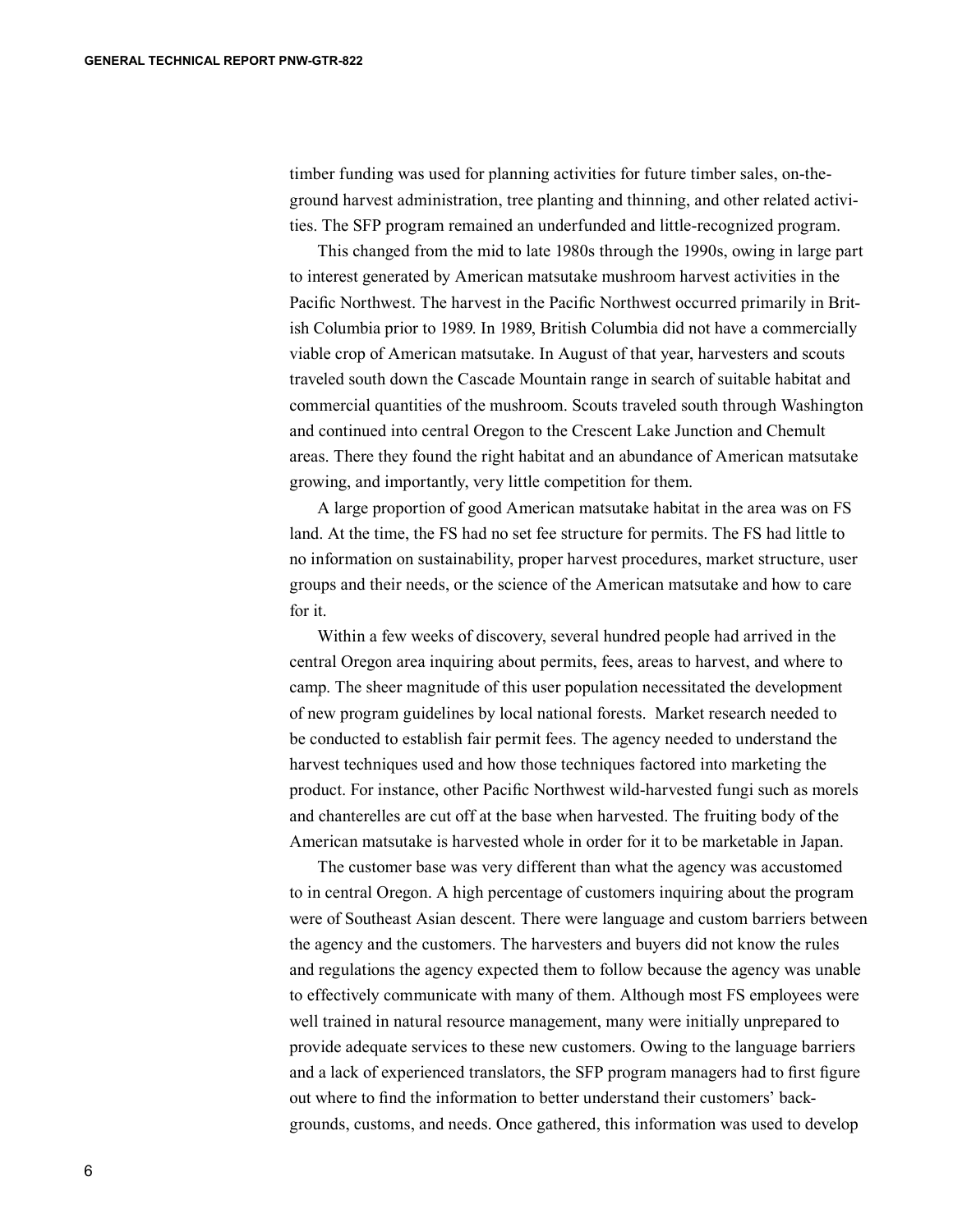timber funding was used for planning activities for future timber sales, on-the-ground harvest administration, tree planting and thinning, and other related activities. The SFP program remained an underfunded and little-recognized program.

This changed from the mid to late 1980s through the 1990s, owing in large part to interest generated by American matsutake mushroom harvest activities in the Pacific Northwest. The harvest in the Pacific Northwest occurred primarily in British Columbia prior to 1989. In 1989, British Columbia did not have a commercially viable crop of American matsutake. In August of that year, harvesters and scouts traveled south down the Cascade Mountain range in search of suitable habitat and commercial quantities of the mushroom. Scouts traveled south through Washington and continued into central Oregon to the Crescent Lake Junction and Chemult areas. There they found the right habitat and an abundance of American matsutake growing, and importantly, very little competition for them.

A large proportion of good American matsutake habitat in the area was on FS land. At the time, the FS had no set fee structure for permits. The FS had little to no information on sustainability, proper harvest procedures, market structure, user groups and their needs, or the science of the American matsutake and how to care for it.

Within a few weeks of discovery, several hundred people had arrived in the central Oregon area inquiring about permits, fees, areas to harvest, and where to camp. The sheer magnitude of this user population necessitated the development of new program guidelines by local national forests. Market research needed to be conducted to establish fair permit fees. The agency needed to understand the harvest techniques used and how those techniques factored into marketing the product. For instance, other Pacific Northwest wild-harvested fungi such as morels and chanterelles are cut off at the base when harvested. The fruiting body of the American matsutake is harvested whole in order for it to be marketable in Japan.

The customer base was very different than what the agency was accustomed to in central Oregon. A high percentage of customers inquiring about the program were of Southeast Asian descent. There were language and custom barriers between the agency and the customers. The harvesters and buyers did not know the rules and regulations the agency expected them to follow because the agency was unable to effectively communicate with many of them. Although most FS employees were well trained in natural resource management, many were initially unprepared to provide adequate services to these new customers. Owing to the language barriers and a lack of experienced translators, the SFP program managers had to first figure out where to find the information to better understand their customers' backgrounds, customs, and needs. Once gathered, this information was used to develop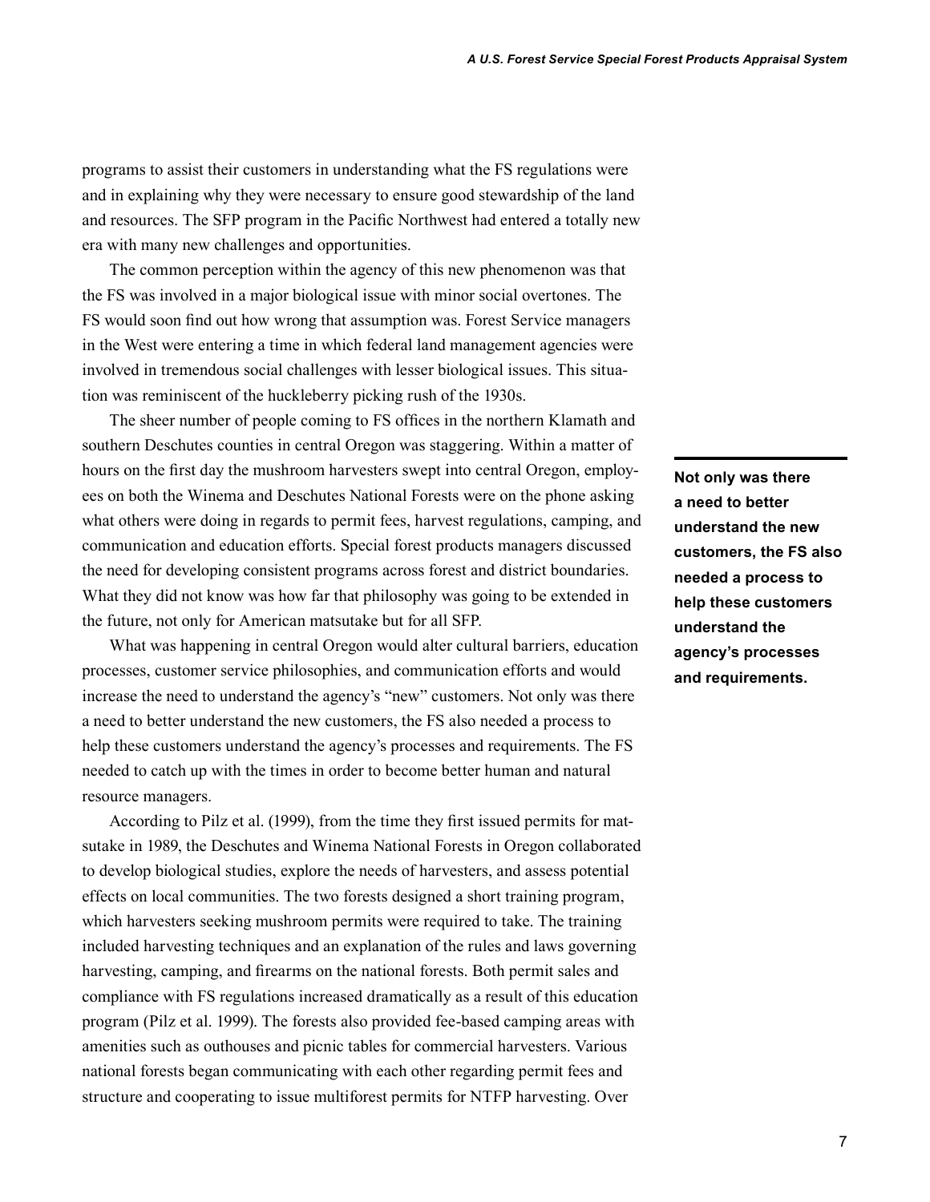programs to assist their customers in understanding what the FS regulations were and in explaining why they were necessary to ensure good stewardship of the land and resources. The SFP program in the Pacific Northwest had entered a totally new era with many new challenges and opportunities.

The common perception within the agency of this new phenomenon was that the FS was involved in a major biological issue with minor social overtones. The FS would soon find out how wrong that assumption was. Forest Service managers in the West were entering a time in which federal land management agencies were involved in tremendous social challenges with lesser biological issues. This situation was reminiscent of the huckleberry picking rush of the 1930s.

The sheer number of people coming to FS offices in the northern Klamath and southern Deschutes counties in central Oregon was staggering. Within a matter of hours on the first day the mushroom harvesters swept into central Oregon, employees on both the Winema and Deschutes National Forests were on the phone asking what others were doing in regards to permit fees, harvest regulations, camping, and communication and education efforts. Special forest products managers discussed the need for developing consistent programs across forest and district boundaries. What they did not know was how far that philosophy was going to be extended in the future, not only for American matsutake but for all SFP.

**Not only was there a need to better understand the new customers, the FS also needed a process to help these customers understand the agency's processes and requirements.**

What was happening in central Oregon would alter cultural barriers, education processes, customer service philosophies, and communication efforts and would increase the need to understand the agency's "new" customers. Not only was there a need to better understand the new customers, the FS also needed a process to help these customers understand the agency's processes and requirements. The FS needed to catch up with the times in order to become better human and natural resource managers.

According to Pilz et al. (1999), from the time they first issued permits for matsutake in 1989, the Deschutes and Winema National Forests in Oregon collaborated to develop biological studies, explore the needs of harvesters, and assess potential effects on local communities. The two forests designed a short training program, which harvesters seeking mushroom permits were required to take. The training included harvesting techniques and an explanation of the rules and laws governing harvesting, camping, and firearms on the national forests. Both permit sales and compliance with FS regulations increased dramatically as a result of this education program (Pilz et al. 1999). The forests also provided fee-based camping areas with amenities such as outhouses and picnic tables for commercial harvesters. Various national forests began communicating with each other regarding permit fees and structure and cooperating to issue multiforest permits for NTFP harvesting. Over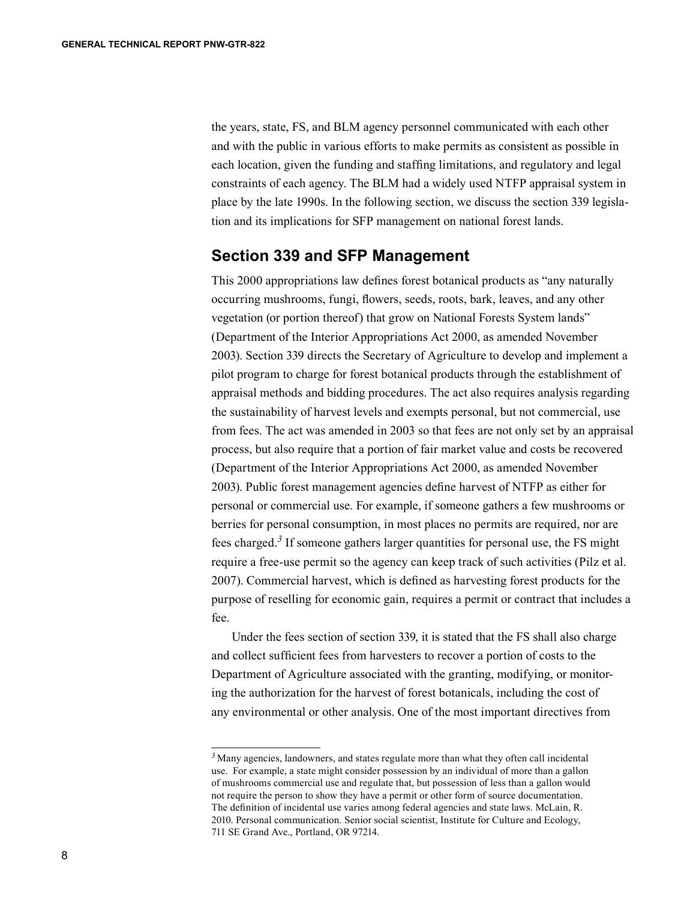the years, state, FS, and BLM agency personnel communicated with each other and with the public in various efforts to make permits as consistent as possible in each location, given the funding and staffing limitations, and regulatory and legal constraints of each agency. The BLM had a widely used NTFP appraisal system in place by the late 1990s. In the following section, we discuss the section 339 legislation and its implications for SFP management on national forest lands.

## Section 339 and SFP Management

This 2000 appropriations law defines forest botanical products as "any naturally occurring mushrooms, fungi, flowers, seeds, roots, bark, leaves, and any other vegetation (or portion thereof) that grow on National Forests System lands" (Department of the Interior Appropriations Act 2000, as amended November 2003). Section 339 directs the Secretary of Agriculture to develop and implement a pilot program to charge for forest botanical products through the establishment of appraisal methods and bidding procedures. The act also requires analysis regarding the sustainability of harvest levels and exempts personal, but not commercial, use from fees. The act was amended in 2003 so that fees are not only set by an appraisal process, but also require that a portion of fair market value and costs be recovered (Department of the Interior Appropriations Act 2000, as amended November 2003). Public forest management agencies define harvest of NTFP as either for personal or commercial use. For example, if someone gathers a few mushrooms or berries for personal consumption, in most places no permits are required, nor are fees charged.[3] If someone gathers larger quantities for personal use, the FS might require a free-use permit so the agency can keep track of such activities (Pilz et al. 2007). Commercial harvest, which is defined as harvesting forest products for the purpose of reselling for economic gain, requires a permit or contract that includes a fee.

Under the fees section of section 339, it is stated that the FS shall also charge and collect sufficient fees from harvesters to recover a portion of costs to the Department of Agriculture associated with the granting, modifying, or monitoring the authorization for the harvest of forest botanicals, including the cost of any environmental or other analysis. One of the most important directives from

---

[3] Many agencies, landowners, and states regulate more than what they often call incidental use. For example, a state might consider possession by an individual of more than a gallon of mushrooms commercial use and regulate that, but possession of less than a gallon would not require the person to show they have a permit or other form of source documentation. The definition of incidental use varies among federal agencies and state laws. McLain, R. 2010. Personal communication. Senior social scientist, Institute for Culture and Ecology, 711 SE Grand Ave., Portland, OR 97214.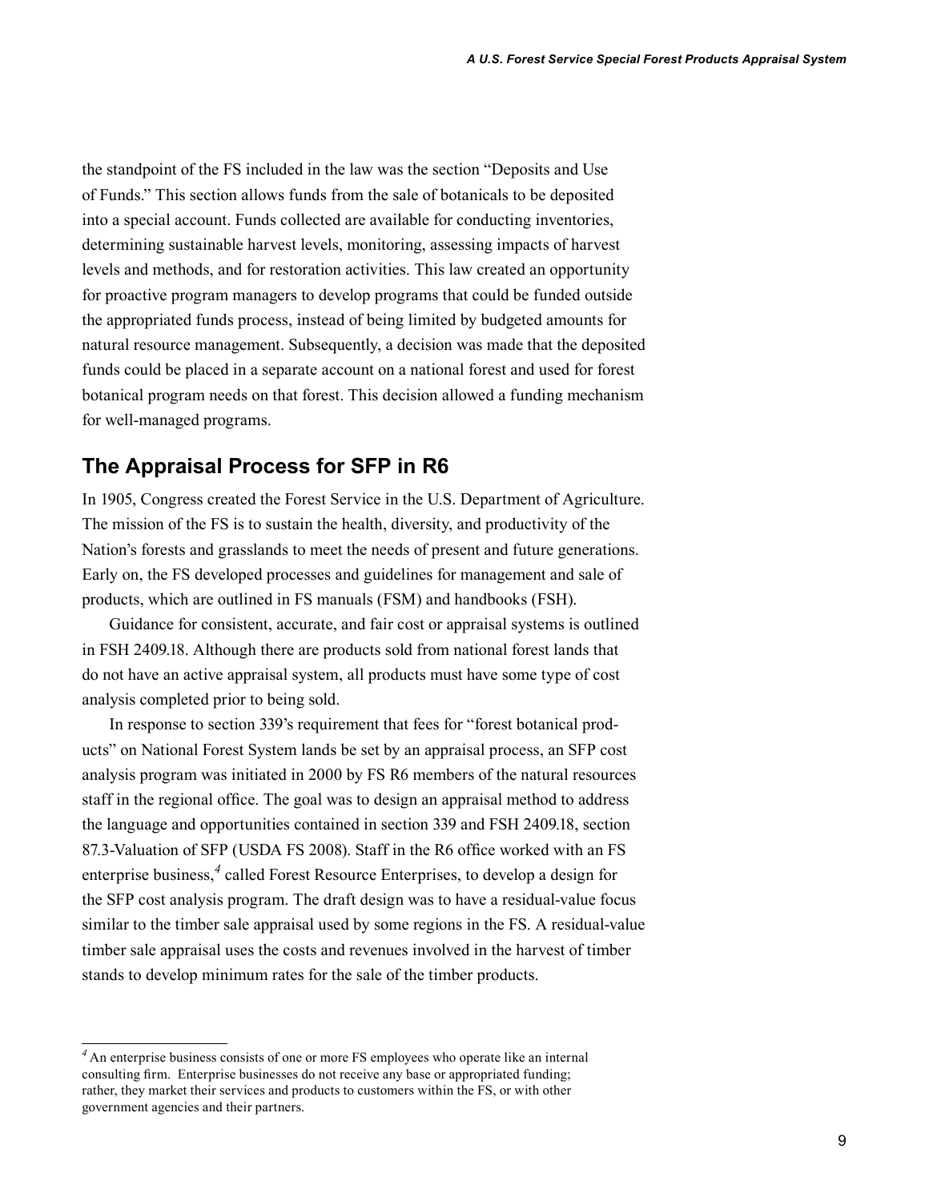the standpoint of the FS included in the law was the section "Deposits and Use of Funds." This section allows funds from the sale of botanicals to be deposited into a special account. Funds collected are available for conducting inventories, determining sustainable harvest levels, monitoring, assessing impacts of harvest levels and methods, and for restoration activities. This law created an opportunity for proactive program managers to develop programs that could be funded outside the appropriated funds process, instead of being limited by budgeted amounts for natural resource management. Subsequently, a decision was made that the deposited funds could be placed in a separate account on a national forest and used for forest botanical program needs on that forest. This decision allowed a funding mechanism for well-managed programs.

## The Appraisal Process for SFP in R6

In 1905, Congress created the Forest Service in the U.S. Department of Agriculture. The mission of the FS is to sustain the health, diversity, and productivity of the Nation's forests and grasslands to meet the needs of present and future generations. Early on, the FS developed processes and guidelines for management and sale of products, which are outlined in FS manuals (FSM) and handbooks (FSH).

Guidance for consistent, accurate, and fair cost or appraisal systems is outlined in FSH 2409.18. Although there are products sold from national forest lands that do not have an active appraisal system, all products must have some type of cost analysis completed prior to being sold.

In response to section 339's requirement that fees for "forest botanical products" on National Forest System lands be set by an appraisal process, an SFP cost analysis program was initiated in 2000 by FS R6 members of the natural resources staff in the regional office. The goal was to design an appraisal method to address the language and opportunities contained in section 339 and FSH 2409.18, section 87.3-Valuation of SFP (USDA FS 2008). Staff in the R6 office worked with an FS enterprise business,[4] called Forest Resource Enterprises, to develop a design for the SFP cost analysis program. The draft design was to have a residual-value focus similar to the timber sale appraisal used by some regions in the FS. A residual-value timber sale appraisal uses the costs and revenues involved in the harvest of timber stands to develop minimum rates for the sale of the timber products.

---

[4] An enterprise business consists of one or more FS employees who operate like an internal consulting firm. Enterprise businesses do not receive any base or appropriated funding; rather, they market their services and products to customers within the FS, or with other government agencies and their partners.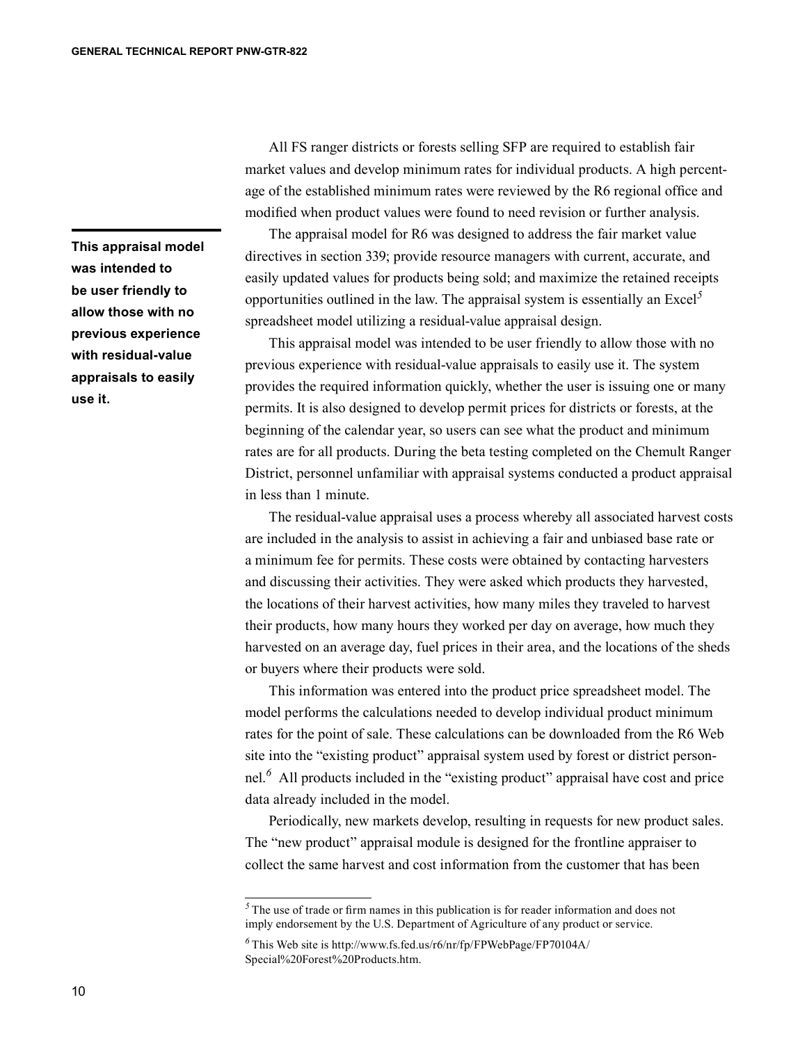All FS ranger districts or forests selling SFP are required to establish fair market values and develop minimum rates for individual products. A high percentage of the established minimum rates were reviewed by the R6 regional office and modified when product values were found to need revision or further analysis.

**This appraisal model was intended to be user friendly to allow those with no previous experience with residual-value appraisals to easily use it.**

The appraisal model for R6 was designed to address the fair market value directives in section 339; provide resource managers with current, accurate, and easily updated values for products being sold; and maximize the retained receipts opportunities outlined in the law. The appraisal system is essentially an Excel[5] spreadsheet model utilizing a residual-value appraisal design.

This appraisal model was intended to be user friendly to allow those with no previous experience with residual-value appraisals to easily use it. The system provides the required information quickly, whether the user is issuing one or many permits. It is also designed to develop permit prices for districts or forests, at the beginning of the calendar year, so users can see what the product and minimum rates are for all products. During the beta testing completed on the Chemult Ranger District, personnel unfamiliar with appraisal systems conducted a product appraisal in less than 1 minute.

The residual-value appraisal uses a process whereby all associated harvest costs are included in the analysis to assist in achieving a fair and unbiased base rate or a minimum fee for permits. These costs were obtained by contacting harvesters and discussing their activities. They were asked which products they harvested, the locations of their harvest activities, how many miles they traveled to harvest their products, how many hours they worked per day on average, how much they harvested on an average day, fuel prices in their area, and the locations of the sheds or buyers where their products were sold.

This information was entered into the product price spreadsheet model. The model performs the calculations needed to develop individual product minimum rates for the point of sale. These calculations can be downloaded from the R6 Web site into the "existing product" appraisal system used by forest or district personnel.[6] All products included in the "existing product" appraisal have cost and price data already included in the model.

Periodically, new markets develop, resulting in requests for new product sales. The "new product" appraisal module is designed for the frontline appraiser to collect the same harvest and cost information from the customer that has been

---

[5] The use of trade or firm names in this publication is for reader information and does not imply endorsement by the U.S. Department of Agriculture of any product or service.

[6] This Web site is http://www.fs.fed.us/r6/nr/fp/FPWebPage/FP70104A/Special%20Forest%20Products.htm.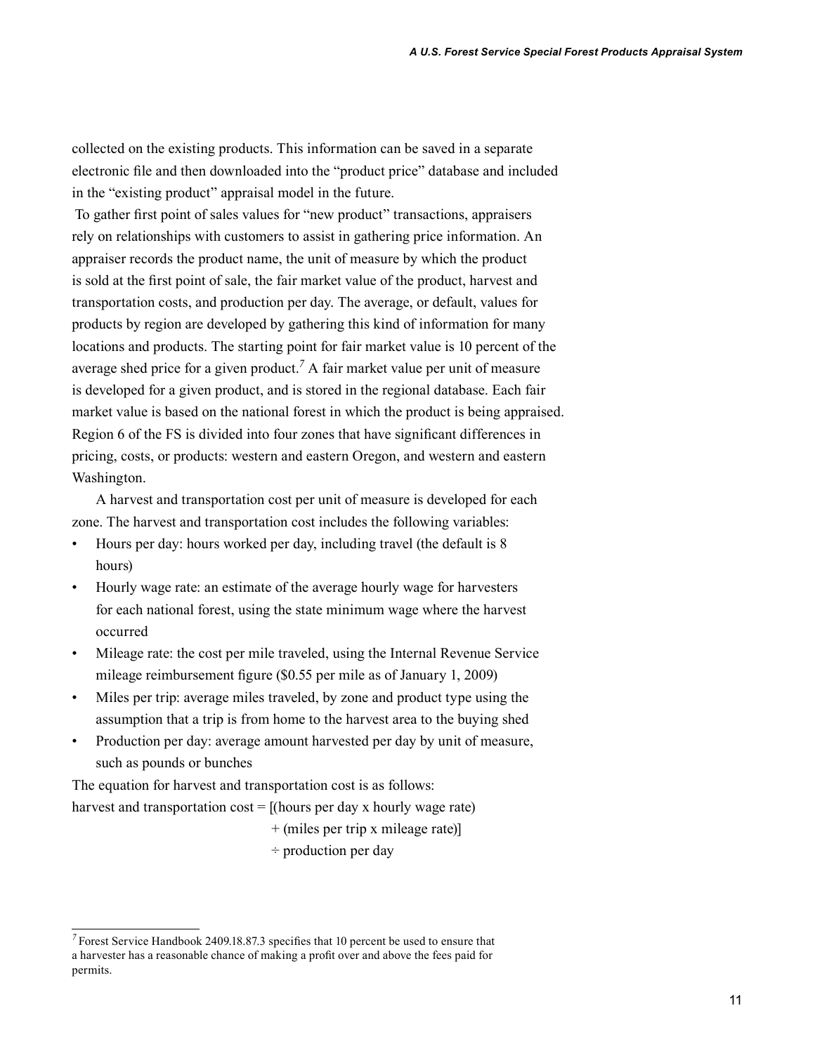collected on the existing products. This information can be saved in a separate electronic file and then downloaded into the "product price" database and included in the "existing product" appraisal model in the future.

To gather first point of sales values for "new product" transactions, appraisers rely on relationships with customers to assist in gathering price information. An appraiser records the product name, the unit of measure by which the product is sold at the first point of sale, the fair market value of the product, harvest and transportation costs, and production per day. The average, or default, values for products by region are developed by gathering this kind of information for many locations and products. The starting point for fair market value is 10 percent of the average shed price for a given product.[7] A fair market value per unit of measure is developed for a given product, and is stored in the regional database. Each fair market value is based on the national forest in which the product is being appraised. Region 6 of the FS is divided into four zones that have significant differences in pricing, costs, or products: western and eastern Oregon, and western and eastern Washington.

A harvest and transportation cost per unit of measure is developed for each zone. The harvest and transportation cost includes the following variables:

- Hours per day: hours worked per day, including travel (the default is 8 hours)
- Hourly wage rate: an estimate of the average hourly wage for harvesters for each national forest, using the state minimum wage where the harvest occurred
- Mileage rate: the cost per mile traveled, using the Internal Revenue Service mileage reimbursement figure ($0.55 per mile as of January 1, 2009)
- Miles per trip: average miles traveled, by zone and product type using the assumption that a trip is from home to the harvest area to the buying shed
- Production per day: average amount harvested per day by unit of measure, such as pounds or bunches

The equation for harvest and transportation cost is as follows:

$$\text{harvest and transportation cost} = [(\text{hours per day} \times \text{hourly wage rate}) + (\text{miles per trip} \times \text{mileage rate})] \div \text{production per day}$$

---

[7] Forest Service Handbook 2409.18.87.3 specifies that 10 percent be used to ensure that a harvester has a reasonable chance of making a profit over and above the fees paid for permits.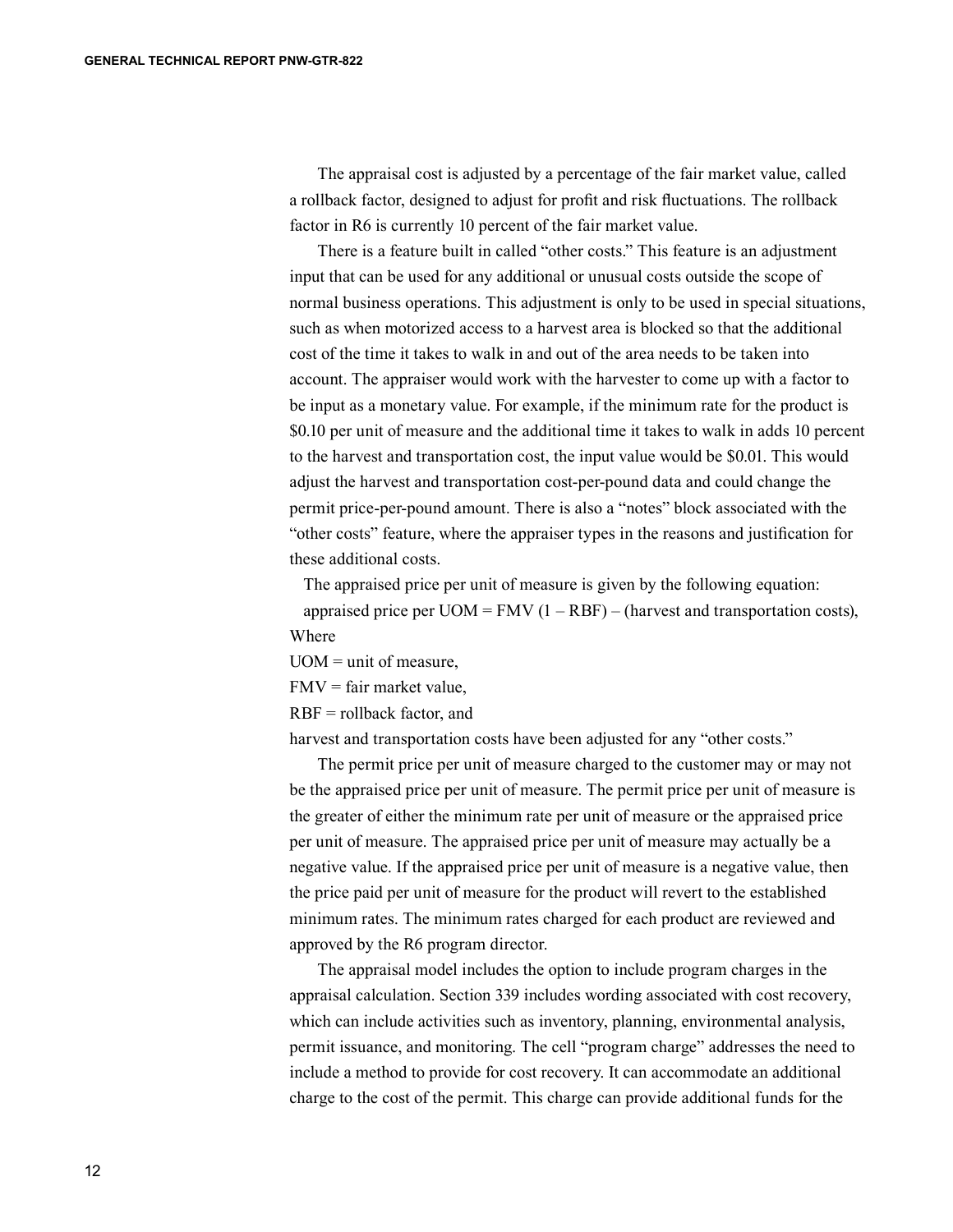The appraisal cost is adjusted by a percentage of the fair market value, called a rollback factor, designed to adjust for profit and risk fluctuations. The rollback factor in R6 is currently 10 percent of the fair market value.

There is a feature built in called "other costs." This feature is an adjustment input that can be used for any additional or unusual costs outside the scope of normal business operations. This adjustment is only to be used in special situations, such as when motorized access to a harvest area is blocked so that the additional cost of the time it takes to walk in and out of the area needs to be taken into account. The appraiser would work with the harvester to come up with a factor to be input as a monetary value. For example, if the minimum rate for the product is \$0.10 per unit of measure and the additional time it takes to walk in adds 10 percent to the harvest and transportation cost, the input value would be \$0.01. This would adjust the harvest and transportation cost-per-pound data and could change the permit price-per-pound amount. There is also a "notes" block associated with the "other costs" feature, where the appraiser types in the reasons and justification for these additional costs.

The appraised price per unit of measure is given by the following equation:

$$\text{appraised price per UOM} = \text{FMV}\,(1 - \text{RBF}) - (\text{harvest and transportation costs}),$$

Where

UOM = unit of measure,

FMV = fair market value,

RBF = rollback factor, and

harvest and transportation costs have been adjusted for any "other costs."

The permit price per unit of measure charged to the customer may or may not be the appraised price per unit of measure. The permit price per unit of measure is the greater of either the minimum rate per unit of measure or the appraised price per unit of measure. The appraised price per unit of measure may actually be a negative value. If the appraised price per unit of measure is a negative value, then the price paid per unit of measure for the product will revert to the established minimum rates. The minimum rates charged for each product are reviewed and approved by the R6 program director.

The appraisal model includes the option to include program charges in the appraisal calculation. Section 339 includes wording associated with cost recovery, which can include activities such as inventory, planning, environmental analysis, permit issuance, and monitoring. The cell "program charge" addresses the need to include a method to provide for cost recovery. It can accommodate an additional charge to the cost of the permit. This charge can provide additional funds for the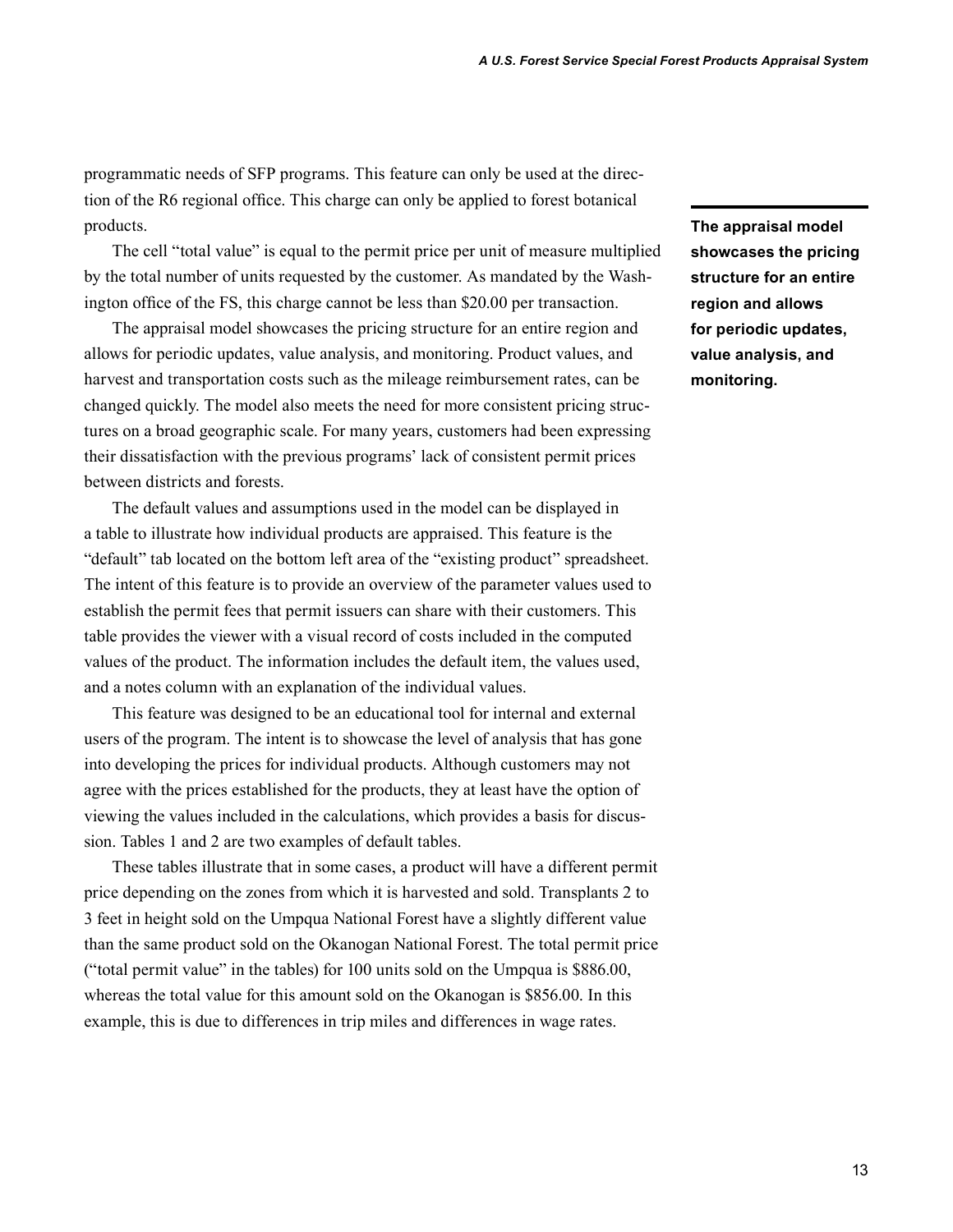programmatic needs of SFP programs. This feature can only be used at the direction of the R6 regional office. This charge can only be applied to forest botanical products.

The cell "total value" is equal to the permit price per unit of measure multiplied by the total number of units requested by the customer. As mandated by the Washington office of the FS, this charge cannot be less than $20.00 per transaction.

The appraisal model showcases the pricing structure for an entire region and allows for periodic updates, value analysis, and monitoring. Product values, and harvest and transportation costs such as the mileage reimbursement rates, can be changed quickly. The model also meets the need for more consistent pricing structures on a broad geographic scale. For many years, customers had been expressing their dissatisfaction with the previous programs' lack of consistent permit prices between districts and forests.

**The appraisal model showcases the pricing structure for an entire region and allows for periodic updates, value analysis, and monitoring.**

The default values and assumptions used in the model can be displayed in a table to illustrate how individual products are appraised. This feature is the "default" tab located on the bottom left area of the "existing product" spreadsheet. The intent of this feature is to provide an overview of the parameter values used to establish the permit fees that permit issuers can share with their customers. This table provides the viewer with a visual record of costs included in the computed values of the product. The information includes the default item, the values used, and a notes column with an explanation of the individual values.

This feature was designed to be an educational tool for internal and external users of the program. The intent is to showcase the level of analysis that has gone into developing the prices for individual products. Although customers may not agree with the prices established for the products, they at least have the option of viewing the values included in the calculations, which provides a basis for discussion. Tables 1 and 2 are two examples of default tables.

These tables illustrate that in some cases, a product will have a different permit price depending on the zones from which it is harvested and sold. Transplants 2 to 3 feet in height sold on the Umpqua National Forest have a slightly different value than the same product sold on the Okanogan National Forest. The total permit price ("total permit value" in the tables) for 100 units sold on the Umpqua is $886.00, whereas the total value for this amount sold on the Okanogan is $856.00. In this example, this is due to differences in trip miles and differences in wage rates.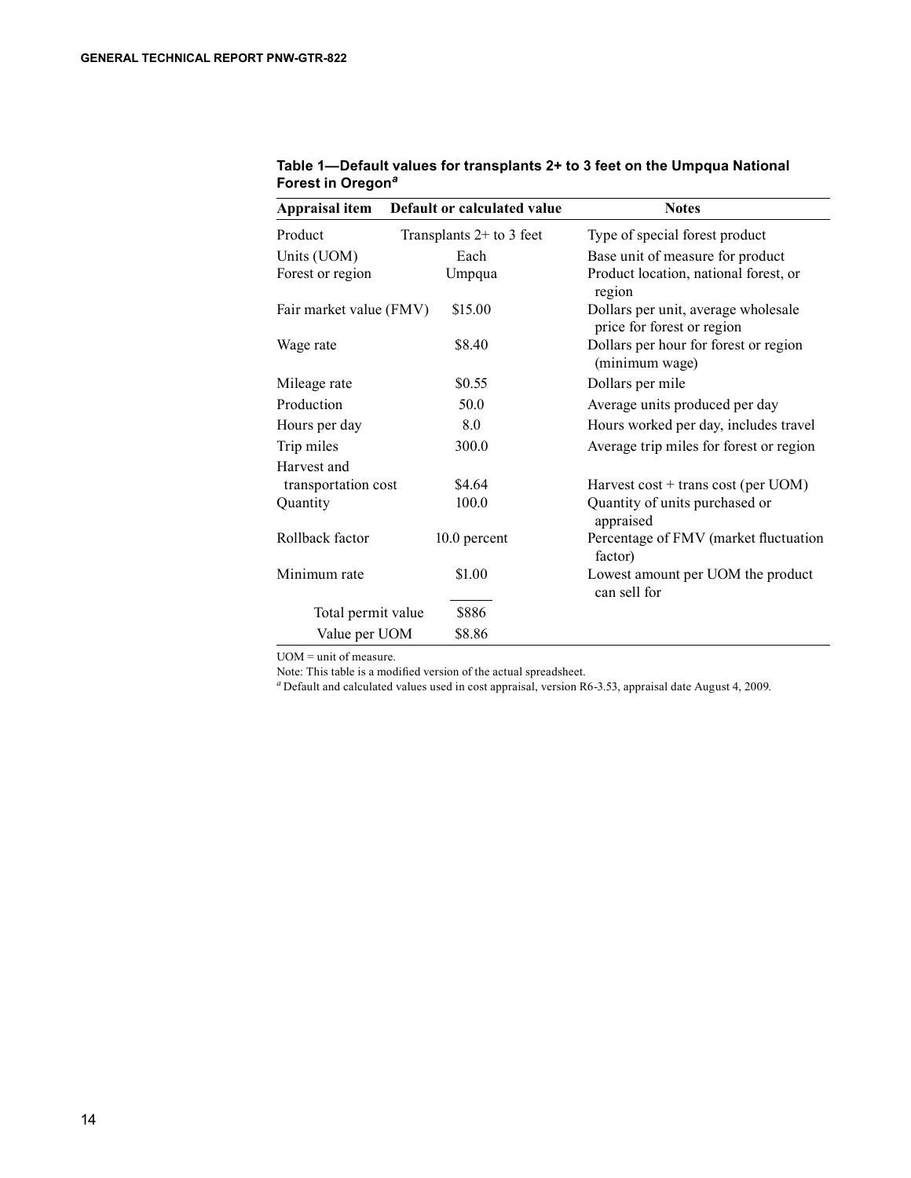**Table 1—Default values for transplants 2+ to 3 feet on the Umpqua National Forest in Oregon[a]**

| Appraisal item | Default or calculated value | Notes |
|---|---|---|
| Product | Transplants 2+ to 3 feet | Type of special forest product |
| Units (UOM) | Each | Base unit of measure for product |
| Forest or region | Umpqua | Product location, national forest, or region |
| Fair market value (FMV) | $15.00 | Dollars per unit, average wholesale price for forest or region |
| Wage rate | $8.40 | Dollars per hour for forest or region (minimum wage) |
| Mileage rate | $0.55 | Dollars per mile |
| Production | 50.0 | Average units produced per day |
| Hours per day | 8.0 | Hours worked per day, includes travel |
| Trip miles | 300.0 | Average trip miles for forest or region |
| Harvest and transportation cost | $4.64 | Harvest cost + trans cost (per UOM) |
| Quantity | 100.0 | Quantity of units purchased or appraised |
| Rollback factor | 10.0 percent | Percentage of FMV (market fluctuation factor) |
| Minimum rate | $1.00 | Lowest amount per UOM the product can sell for |
| Total permit value | $886 | |
| Value per UOM | $8.86 | |

UOM = unit of measure.

Note: This table is a modified version of the actual spreadsheet.

[a] Default and calculated values used in cost appraisal, version R6-3.53, appraisal date August 4, 2009.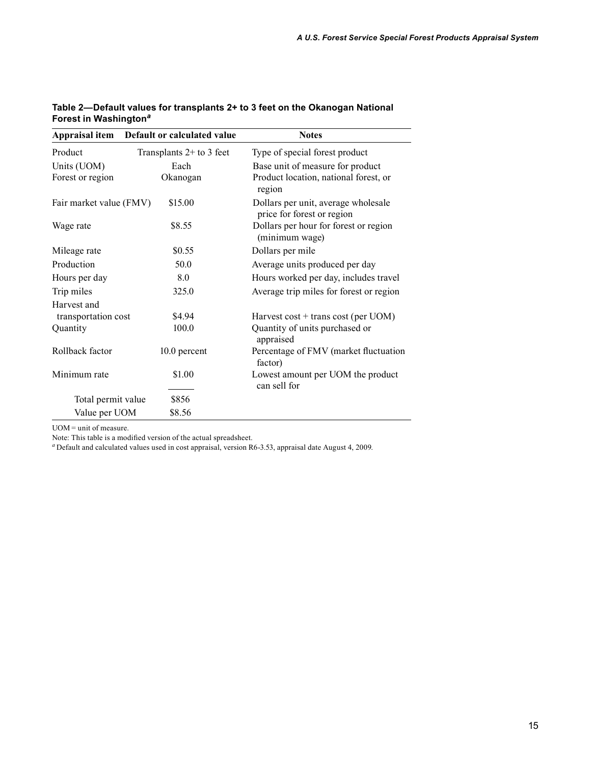**Table 2—Default values for transplants 2+ to 3 feet on the Okanogan National Forest in Washington[a]**

| Appraisal item | Default or calculated value | Notes |
|---|---|---|
| Product | Transplants 2+ to 3 feet | Type of special forest product |
| Units (UOM) | Each | Base unit of measure for product |
| Forest or region | Okanogan | Product location, national forest, or region |
| Fair market value (FMV) | \$15.00 | Dollars per unit, average wholesale price for forest or region |
| Wage rate | \$8.55 | Dollars per hour for forest or region (minimum wage) |
| Mileage rate | \$0.55 | Dollars per mile |
| Production | 50.0 | Average units produced per day |
| Hours per day | 8.0 | Hours worked per day, includes travel |
| Trip miles | 325.0 | Average trip miles for forest or region |
| Harvest and transportation cost | \$4.94 | Harvest cost + trans cost (per UOM) |
| Quantity | 100.0 | Quantity of units purchased or appraised |
| Rollback factor | 10.0 percent | Percentage of FMV (market fluctuation factor) |
| Minimum rate | \$1.00 | Lowest amount per UOM the product can sell for |
| Total permit value | \$856 | |
| Value per UOM | \$8.56 | |

UOM = unit of measure.

Note: This table is a modified version of the actual spreadsheet.

[a] Default and calculated values used in cost appraisal, version R6-3.53, appraisal date August 4, 2009.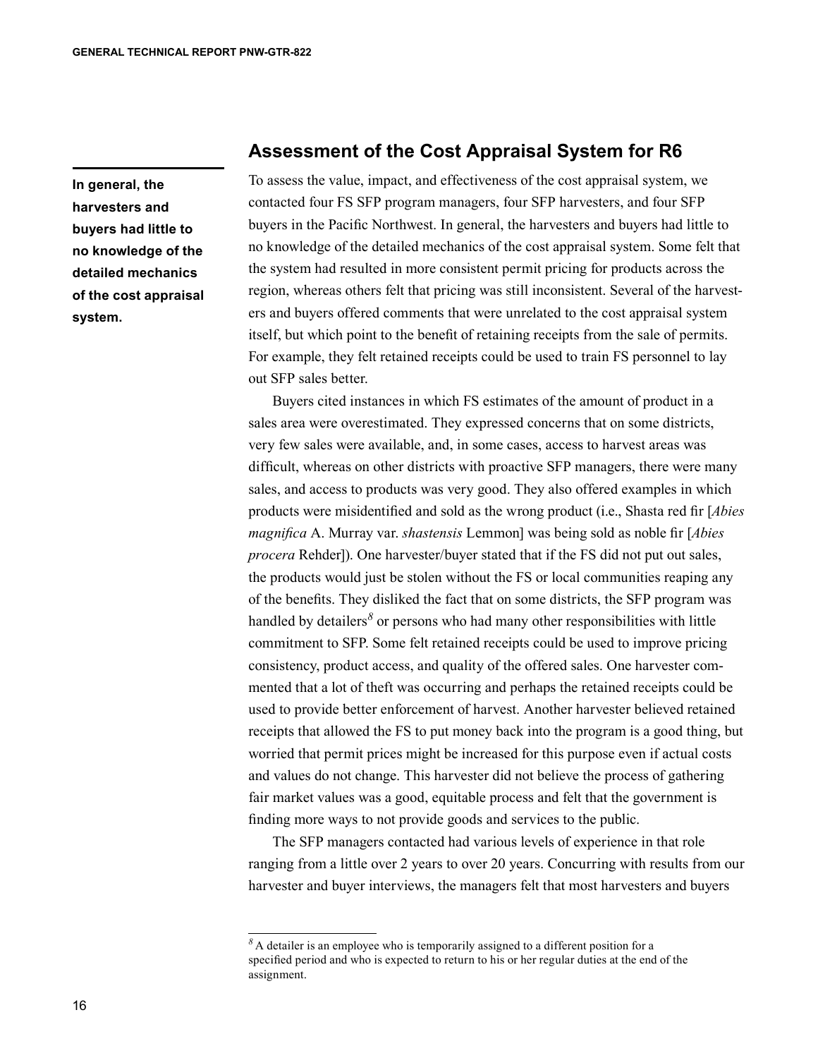## Assessment of the Cost Appraisal System for R6

**In general, the harvesters and buyers had little to no knowledge of the detailed mechanics of the cost appraisal system.**

To assess the value, impact, and effectiveness of the cost appraisal system, we contacted four FS SFP program managers, four SFP harvesters, and four SFP buyers in the Pacific Northwest. In general, the harvesters and buyers had little to no knowledge of the detailed mechanics of the cost appraisal system. Some felt that the system had resulted in more consistent permit pricing for products across the region, whereas others felt that pricing was still inconsistent. Several of the harvesters and buyers offered comments that were unrelated to the cost appraisal system itself, but which point to the benefit of retaining receipts from the sale of permits. For example, they felt retained receipts could be used to train FS personnel to lay out SFP sales better.

Buyers cited instances in which FS estimates of the amount of product in a sales area were overestimated. They expressed concerns that on some districts, very few sales were available, and, in some cases, access to harvest areas was difficult, whereas on other districts with proactive SFP managers, there were many sales, and access to products was very good. They also offered examples in which products were misidentified and sold as the wrong product (i.e., Shasta red fir [*Abies magnifica* A. Murray var. *shastensis* Lemmon] was being sold as noble fir [*Abies procera* Rehder]). One harvester/buyer stated that if the FS did not put out sales, the products would just be stolen without the FS or local communities reaping any of the benefits. They disliked the fact that on some districts, the SFP program was handled by detailers[8] or persons who had many other responsibilities with little commitment to SFP. Some felt retained receipts could be used to improve pricing consistency, product access, and quality of the offered sales. One harvester commented that a lot of theft was occurring and perhaps the retained receipts could be used to provide better enforcement of harvest. Another harvester believed retained receipts that allowed the FS to put money back into the program is a good thing, but worried that permit prices might be increased for this purpose even if actual costs and values do not change. This harvester did not believe the process of gathering fair market values was a good, equitable process and felt that the government is finding more ways to not provide goods and services to the public.

The SFP managers contacted had various levels of experience in that role ranging from a little over 2 years to over 20 years. Concurring with results from our harvester and buyer interviews, the managers felt that most harvesters and buyers

[8] A detailer is an employee who is temporarily assigned to a different position for a specified period and who is expected to return to his or her regular duties at the end of the assignment.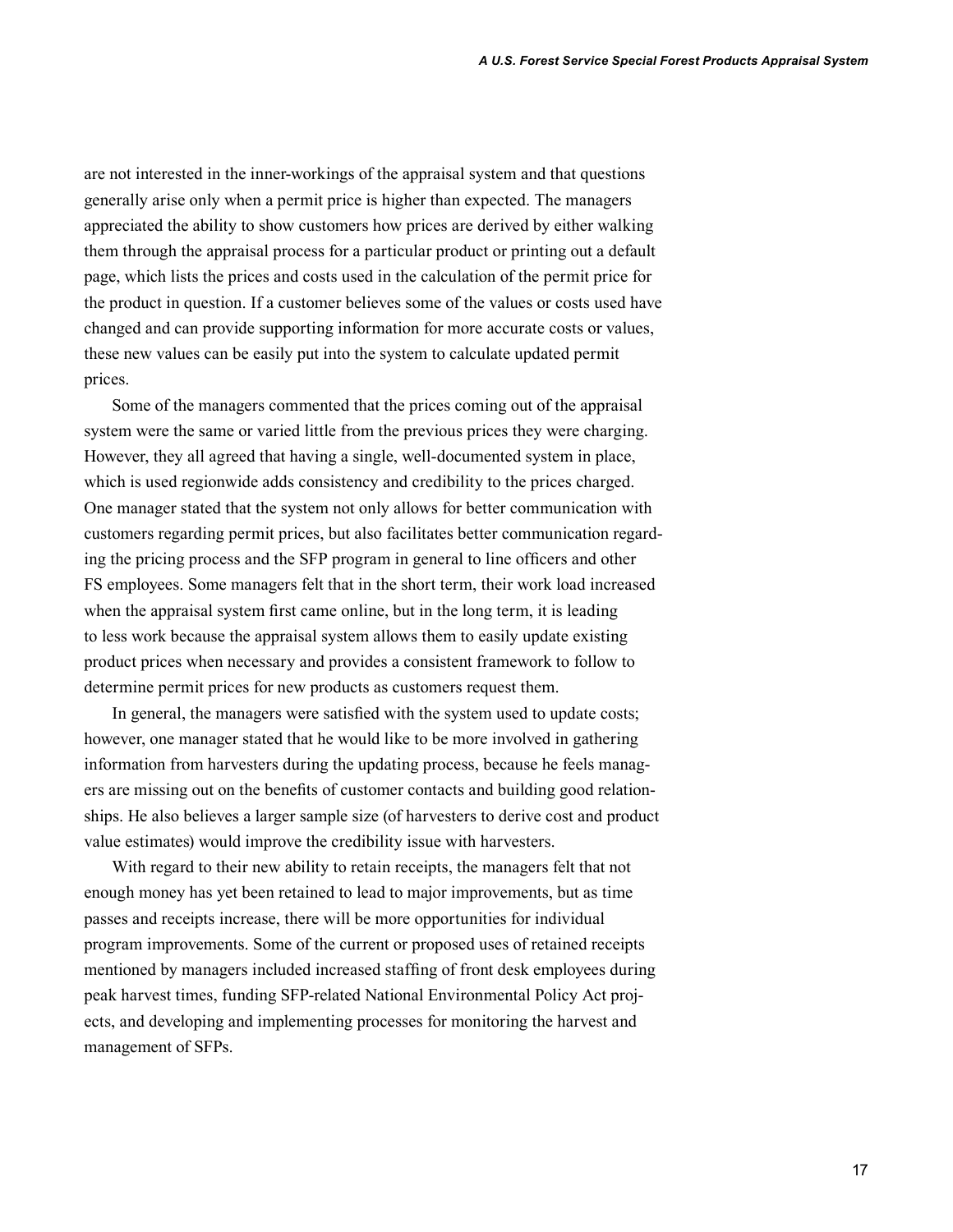are not interested in the inner-workings of the appraisal system and that questions generally arise only when a permit price is higher than expected. The managers appreciated the ability to show customers how prices are derived by either walking them through the appraisal process for a particular product or printing out a default page, which lists the prices and costs used in the calculation of the permit price for the product in question. If a customer believes some of the values or costs used have changed and can provide supporting information for more accurate costs or values, these new values can be easily put into the system to calculate updated permit prices.

Some of the managers commented that the prices coming out of the appraisal system were the same or varied little from the previous prices they were charging. However, they all agreed that having a single, well-documented system in place, which is used regionwide adds consistency and credibility to the prices charged. One manager stated that the system not only allows for better communication with customers regarding permit prices, but also facilitates better communication regarding the pricing process and the SFP program in general to line officers and other FS employees. Some managers felt that in the short term, their work load increased when the appraisal system first came online, but in the long term, it is leading to less work because the appraisal system allows them to easily update existing product prices when necessary and provides a consistent framework to follow to determine permit prices for new products as customers request them.

In general, the managers were satisfied with the system used to update costs; however, one manager stated that he would like to be more involved in gathering information from harvesters during the updating process, because he feels managers are missing out on the benefits of customer contacts and building good relationships. He also believes a larger sample size (of harvesters to derive cost and product value estimates) would improve the credibility issue with harvesters.

With regard to their new ability to retain receipts, the managers felt that not enough money has yet been retained to lead to major improvements, but as time passes and receipts increase, there will be more opportunities for individual program improvements. Some of the current or proposed uses of retained receipts mentioned by managers included increased staffing of front desk employees during peak harvest times, funding SFP-related National Environmental Policy Act projects, and developing and implementing processes for monitoring the harvest and management of SFPs.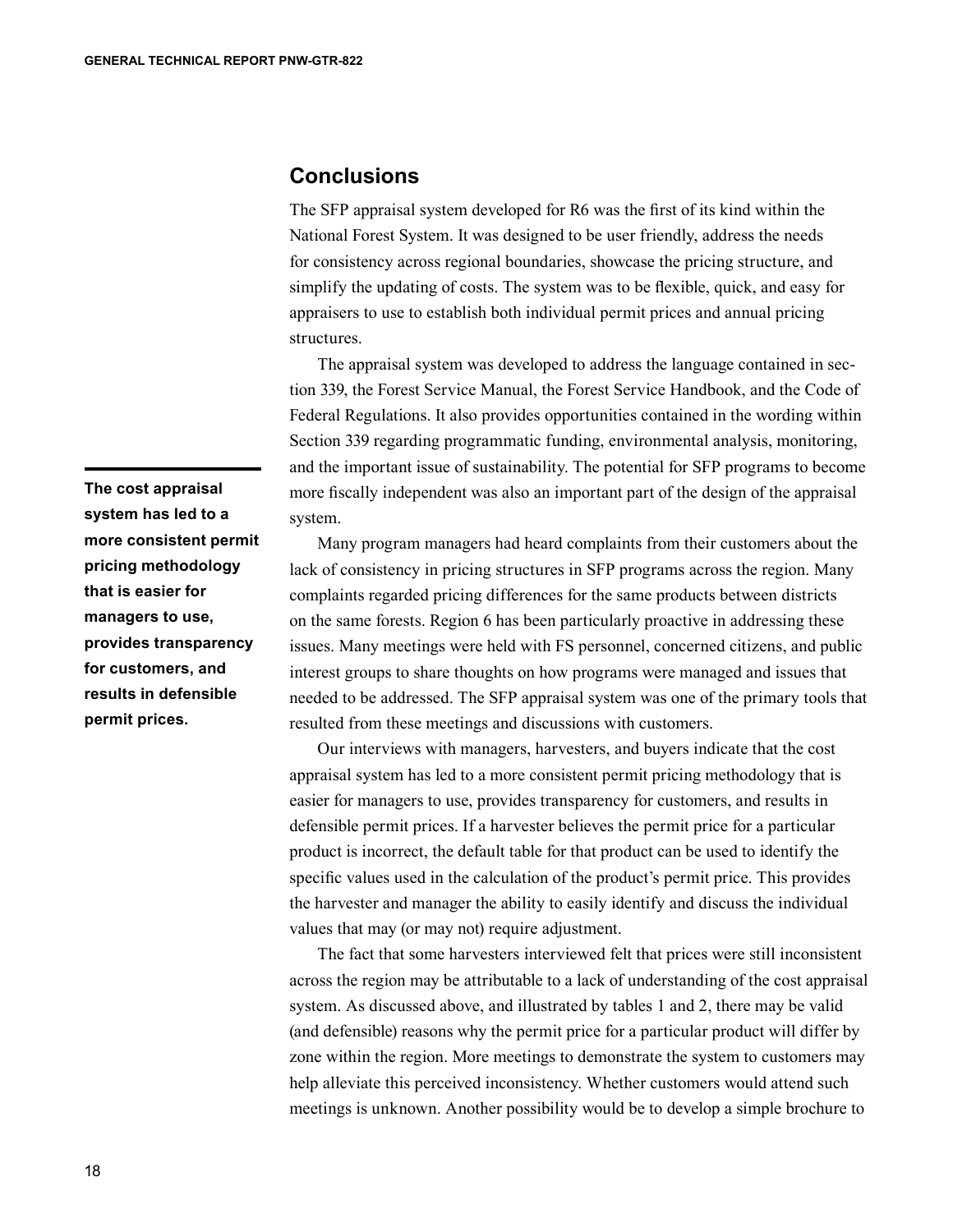## Conclusions

The SFP appraisal system developed for R6 was the first of its kind within the National Forest System. It was designed to be user friendly, address the needs for consistency across regional boundaries, showcase the pricing structure, and simplify the updating of costs. The system was to be flexible, quick, and easy for appraisers to use to establish both individual permit prices and annual pricing structures.

The appraisal system was developed to address the language contained in section 339, the Forest Service Manual, the Forest Service Handbook, and the Code of Federal Regulations. It also provides opportunities contained in the wording within Section 339 regarding programmatic funding, environmental analysis, monitoring, and the important issue of sustainability. The potential for SFP programs to become more fiscally independent was also an important part of the design of the appraisal system.

**The cost appraisal system has led to a more consistent permit pricing methodology that is easier for managers to use, provides transparency for customers, and results in defensible permit prices.**

Many program managers had heard complaints from their customers about the lack of consistency in pricing structures in SFP programs across the region. Many complaints regarded pricing differences for the same products between districts on the same forests. Region 6 has been particularly proactive in addressing these issues. Many meetings were held with FS personnel, concerned citizens, and public interest groups to share thoughts on how programs were managed and issues that needed to be addressed. The SFP appraisal system was one of the primary tools that resulted from these meetings and discussions with customers.

Our interviews with managers, harvesters, and buyers indicate that the cost appraisal system has led to a more consistent permit pricing methodology that is easier for managers to use, provides transparency for customers, and results in defensible permit prices. If a harvester believes the permit price for a particular product is incorrect, the default table for that product can be used to identify the specific values used in the calculation of the product's permit price. This provides the harvester and manager the ability to easily identify and discuss the individual values that may (or may not) require adjustment.

The fact that some harvesters interviewed felt that prices were still inconsistent across the region may be attributable to a lack of understanding of the cost appraisal system. As discussed above, and illustrated by tables 1 and 2, there may be valid (and defensible) reasons why the permit price for a particular product will differ by zone within the region. More meetings to demonstrate the system to customers may help alleviate this perceived inconsistency. Whether customers would attend such meetings is unknown. Another possibility would be to develop a simple brochure to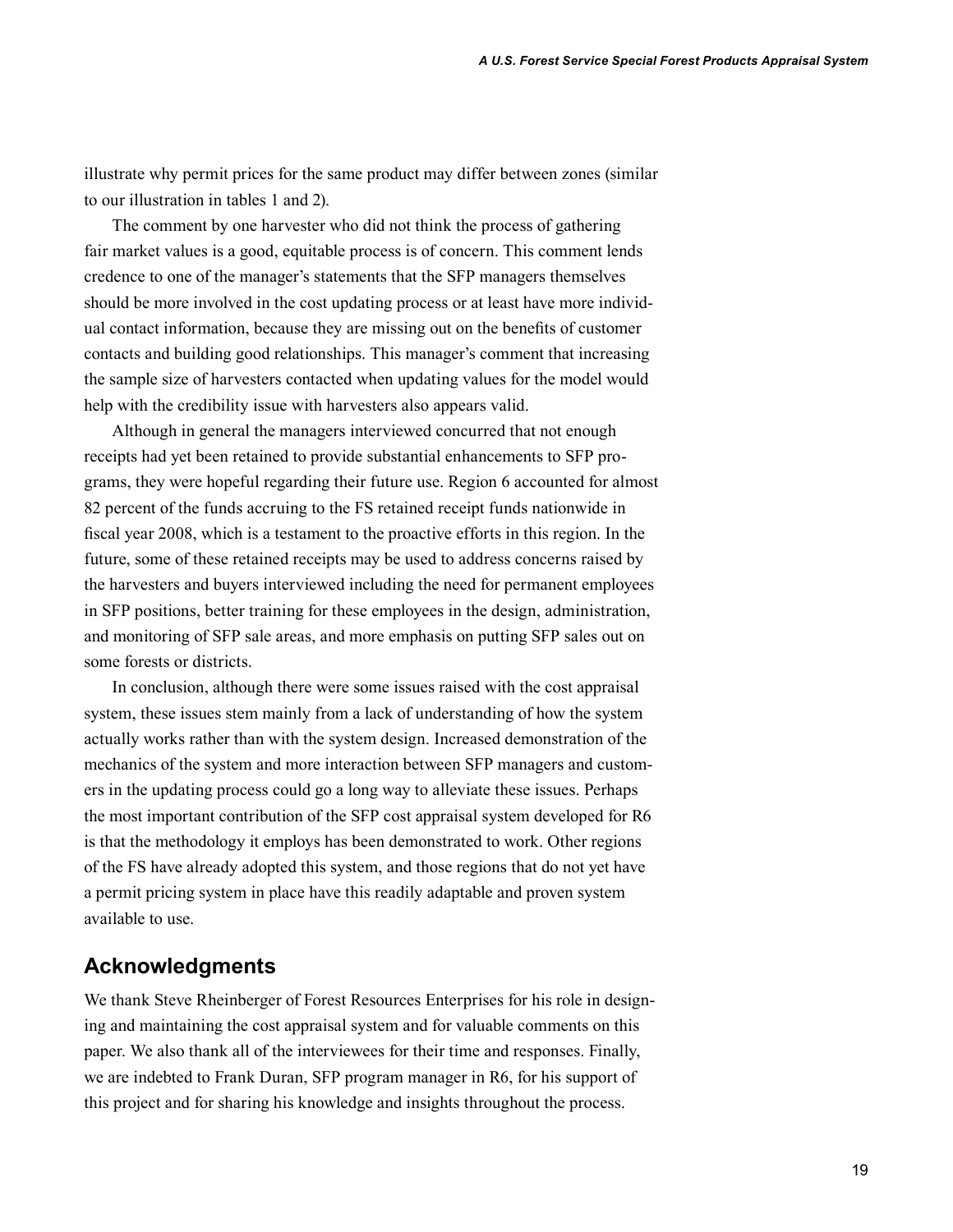illustrate why permit prices for the same product may differ between zones (similar to our illustration in tables 1 and 2).

The comment by one harvester who did not think the process of gathering fair market values is a good, equitable process is of concern. This comment lends credence to one of the manager's statements that the SFP managers themselves should be more involved in the cost updating process or at least have more individual contact information, because they are missing out on the benefits of customer contacts and building good relationships. This manager's comment that increasing the sample size of harvesters contacted when updating values for the model would help with the credibility issue with harvesters also appears valid.

Although in general the managers interviewed concurred that not enough receipts had yet been retained to provide substantial enhancements to SFP programs, they were hopeful regarding their future use. Region 6 accounted for almost 82 percent of the funds accruing to the FS retained receipt funds nationwide in fiscal year 2008, which is a testament to the proactive efforts in this region. In the future, some of these retained receipts may be used to address concerns raised by the harvesters and buyers interviewed including the need for permanent employees in SFP positions, better training for these employees in the design, administration, and monitoring of SFP sale areas, and more emphasis on putting SFP sales out on some forests or districts.

In conclusion, although there were some issues raised with the cost appraisal system, these issues stem mainly from a lack of understanding of how the system actually works rather than with the system design. Increased demonstration of the mechanics of the system and more interaction between SFP managers and customers in the updating process could go a long way to alleviate these issues. Perhaps the most important contribution of the SFP cost appraisal system developed for R6 is that the methodology it employs has been demonstrated to work. Other regions of the FS have already adopted this system, and those regions that do not yet have a permit pricing system in place have this readily adaptable and proven system available to use.

## Acknowledgments

We thank Steve Rheinberger of Forest Resources Enterprises for his role in designing and maintaining the cost appraisal system and for valuable comments on this paper. We also thank all of the interviewees for their time and responses. Finally, we are indebted to Frank Duran, SFP program manager in R6, for his support of this project and for sharing his knowledge and insights throughout the process.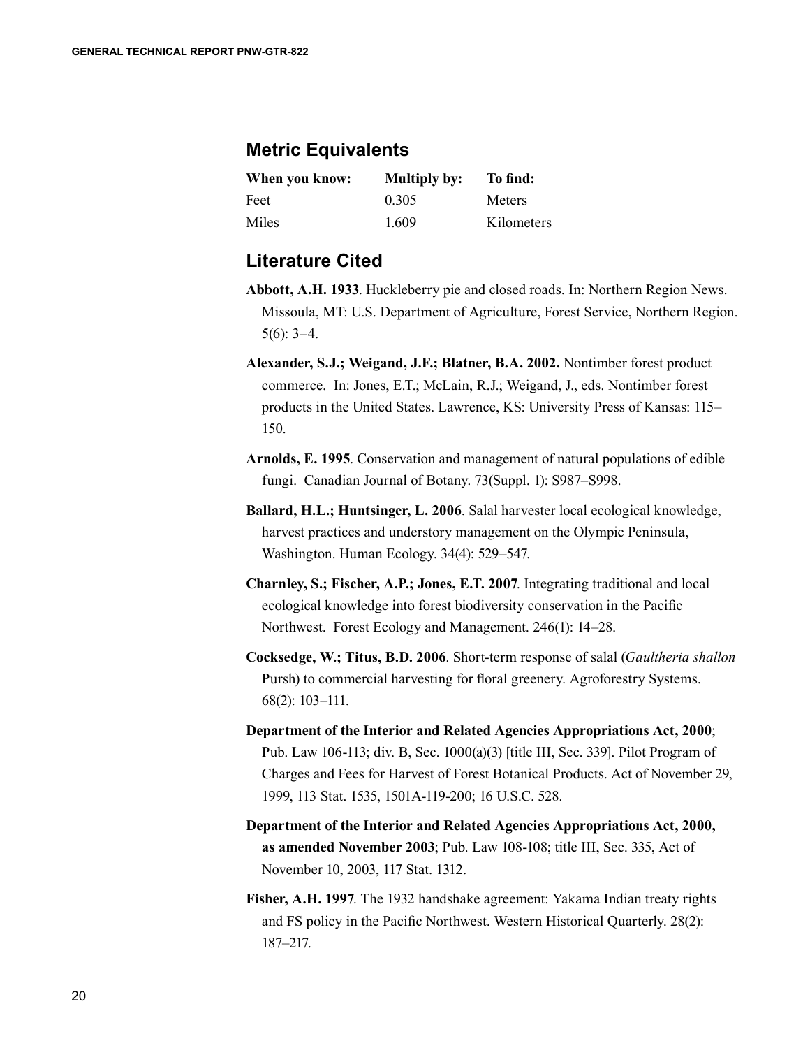## Metric Equivalents

| When you know: | Multiply by: | To find: |
|---|---|---|
| Feet | 0.305 | Meters |
| Miles | 1.609 | Kilometers |

## Literature Cited

**Abbott, A.H. 1933**. Huckleberry pie and closed roads. In: Northern Region News. Missoula, MT: U.S. Department of Agriculture, Forest Service, Northern Region. 5(6): 3–4.

**Alexander, S.J.; Weigand, J.F.; Blatner, B.A. 2002.** Nontimber forest product commerce. In: Jones, E.T.; McLain, R.J.; Weigand, J., eds. Nontimber forest products in the United States. Lawrence, KS: University Press of Kansas: 115–150.

**Arnolds, E. 1995**. Conservation and management of natural populations of edible fungi. Canadian Journal of Botany. 73(Suppl. 1): S987–S998.

**Ballard, H.L.; Huntsinger, L. 2006**. Salal harvester local ecological knowledge, harvest practices and understory management on the Olympic Peninsula, Washington. Human Ecology. 34(4): 529–547.

**Charnley, S.; Fischer, A.P.; Jones, E.T. 2007**. Integrating traditional and local ecological knowledge into forest biodiversity conservation in the Pacific Northwest. Forest Ecology and Management. 246(1): 14–28.

**Cocksedge, W.; Titus, B.D. 2006**. Short-term response of salal (*Gaultheria shallon* Pursh) to commercial harvesting for floral greenery. Agroforestry Systems. 68(2): 103–111.

**Department of the Interior and Related Agencies Appropriations Act, 2000**; Pub. Law 106-113; div. B, Sec. 1000(a)(3) [title III, Sec. 339]. Pilot Program of Charges and Fees for Harvest of Forest Botanical Products. Act of November 29, 1999, 113 Stat. 1535, 1501A-119-200; 16 U.S.C. 528.

**Department of the Interior and Related Agencies Appropriations Act, 2000, as amended November 2003**; Pub. Law 108-108; title III, Sec. 335, Act of November 10, 2003, 117 Stat. 1312.

**Fisher, A.H. 1997**. The 1932 handshake agreement: Yakama Indian treaty rights and FS policy in the Pacific Northwest. Western Historical Quarterly. 28(2): 187–217.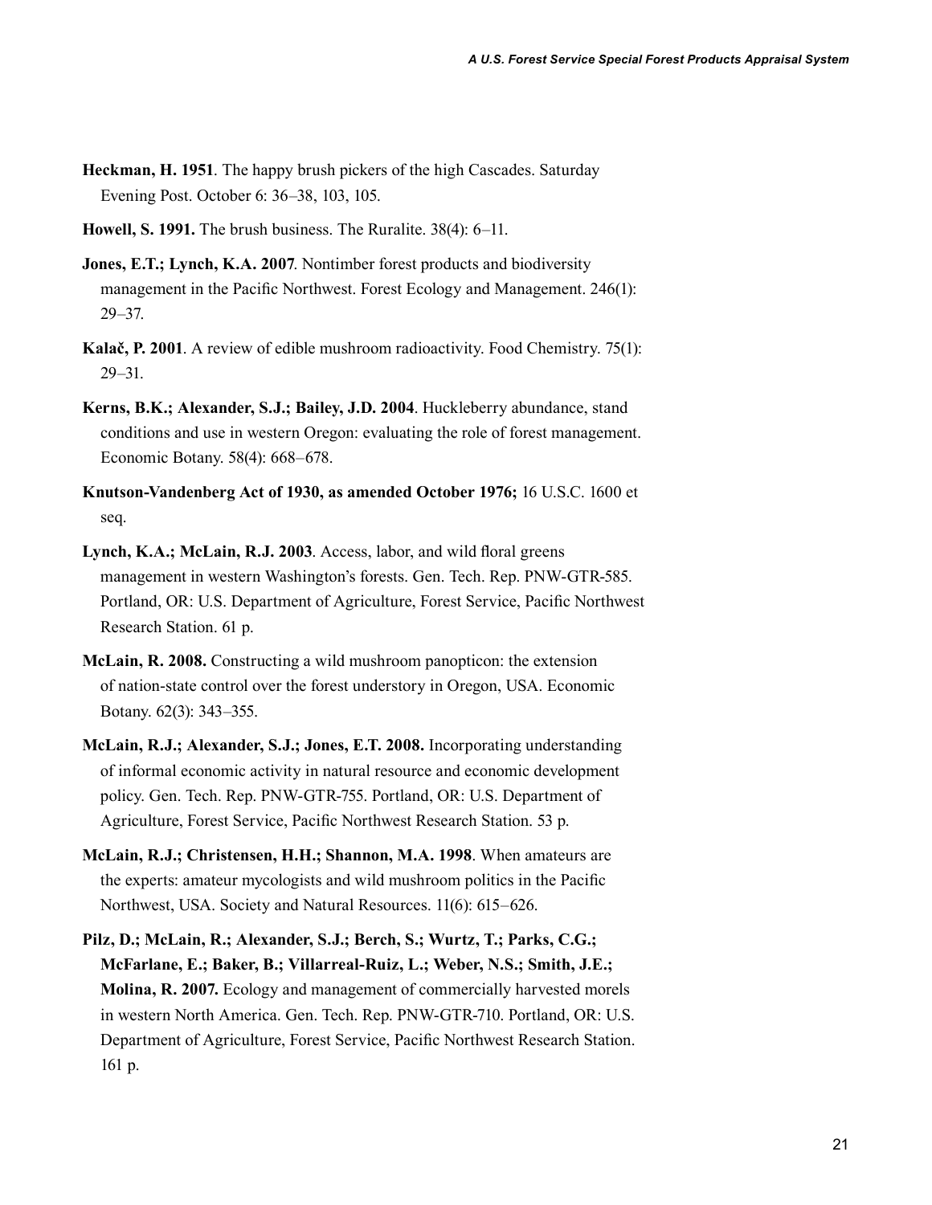**Heckman, H. 1951**. The happy brush pickers of the high Cascades. Saturday Evening Post. October 6: 36–38, 103, 105.

**Howell, S. 1991.** The brush business. The Ruralite. 38(4): 6–11.

**Jones, E.T.; Lynch, K.A. 2007**. Nontimber forest products and biodiversity management in the Pacific Northwest. Forest Ecology and Management. 246(1): 29–37.

**Kalač, P. 2001**. A review of edible mushroom radioactivity. Food Chemistry. 75(1): 29–31.

**Kerns, B.K.; Alexander, S.J.; Bailey, J.D. 2004**. Huckleberry abundance, stand conditions and use in western Oregon: evaluating the role of forest management. Economic Botany. 58(4): 668–678.

**Knutson-Vandenberg Act of 1930, as amended October 1976;** 16 U.S.C. 1600 et seq.

**Lynch, K.A.; McLain, R.J. 2003**. Access, labor, and wild floral greens management in western Washington's forests. Gen. Tech. Rep. PNW-GTR-585. Portland, OR: U.S. Department of Agriculture, Forest Service, Pacific Northwest Research Station. 61 p.

**McLain, R. 2008.** Constructing a wild mushroom panopticon: the extension of nation-state control over the forest understory in Oregon, USA. Economic Botany. 62(3): 343–355.

**McLain, R.J.; Alexander, S.J.; Jones, E.T. 2008.** Incorporating understanding of informal economic activity in natural resource and economic development policy. Gen. Tech. Rep. PNW-GTR-755. Portland, OR: U.S. Department of Agriculture, Forest Service, Pacific Northwest Research Station. 53 p.

**McLain, R.J.; Christensen, H.H.; Shannon, M.A. 1998**. When amateurs are the experts: amateur mycologists and wild mushroom politics in the Pacific Northwest, USA. Society and Natural Resources. 11(6): 615–626.

**Pilz, D.; McLain, R.; Alexander, S.J.; Berch, S.; Wurtz, T.; Parks, C.G.; McFarlane, E.; Baker, B.; Villarreal-Ruiz, L.; Weber, N.S.; Smith, J.E.; Molina, R. 2007.** Ecology and management of commercially harvested morels in western North America. Gen. Tech. Rep. PNW-GTR-710. Portland, OR: U.S. Department of Agriculture, Forest Service, Pacific Northwest Research Station. 161 p.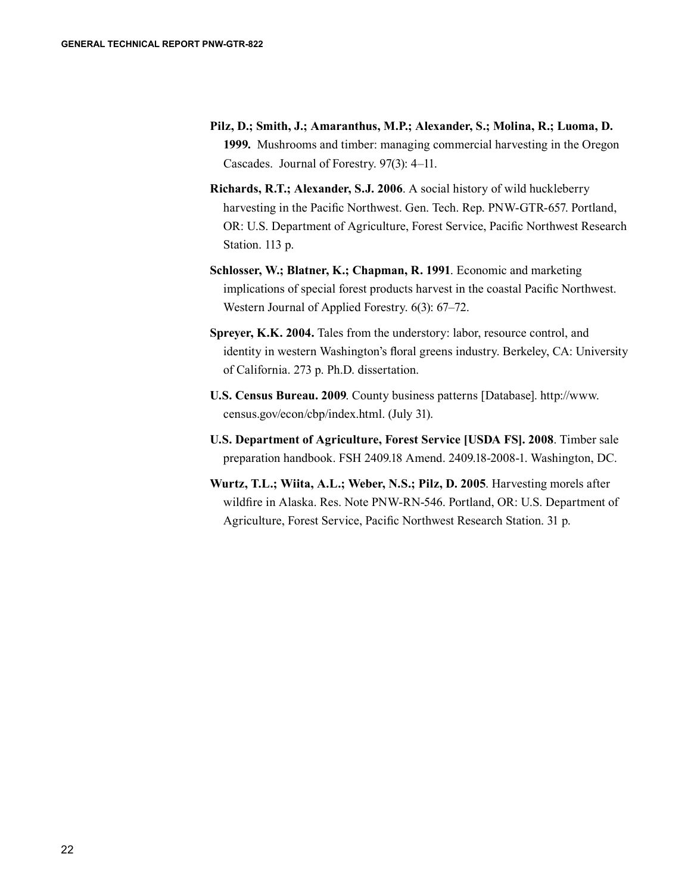**Pilz, D.; Smith, J.; Amaranthus, M.P.; Alexander, S.; Molina, R.; Luoma, D. 1999.** Mushrooms and timber: managing commercial harvesting in the Oregon Cascades. Journal of Forestry. 97(3): 4–11.

**Richards, R.T.; Alexander, S.J. 2006**. A social history of wild huckleberry harvesting in the Pacific Northwest. Gen. Tech. Rep. PNW-GTR-657. Portland, OR: U.S. Department of Agriculture, Forest Service, Pacific Northwest Research Station. 113 p.

**Schlosser, W.; Blatner, K.; Chapman, R. 1991**. Economic and marketing implications of special forest products harvest in the coastal Pacific Northwest. Western Journal of Applied Forestry. 6(3): 67–72.

**Spreyer, K.K. 2004.** Tales from the understory: labor, resource control, and identity in western Washington's floral greens industry. Berkeley, CA: University of California. 273 p. Ph.D. dissertation.

**U.S. Census Bureau. 2009**. County business patterns [Database]. http://www.census.gov/econ/cbp/index.html. (July 31).

**U.S. Department of Agriculture, Forest Service [USDA FS]. 2008**. Timber sale preparation handbook. FSH 2409.18 Amend. 2409.18-2008-1. Washington, DC.

**Wurtz, T.L.; Wiita, A.L.; Weber, N.S.; Pilz, D. 2005**. Harvesting morels after wildfire in Alaska. Res. Note PNW-RN-546. Portland, OR: U.S. Department of Agriculture, Forest Service, Pacific Northwest Research Station. 31 p.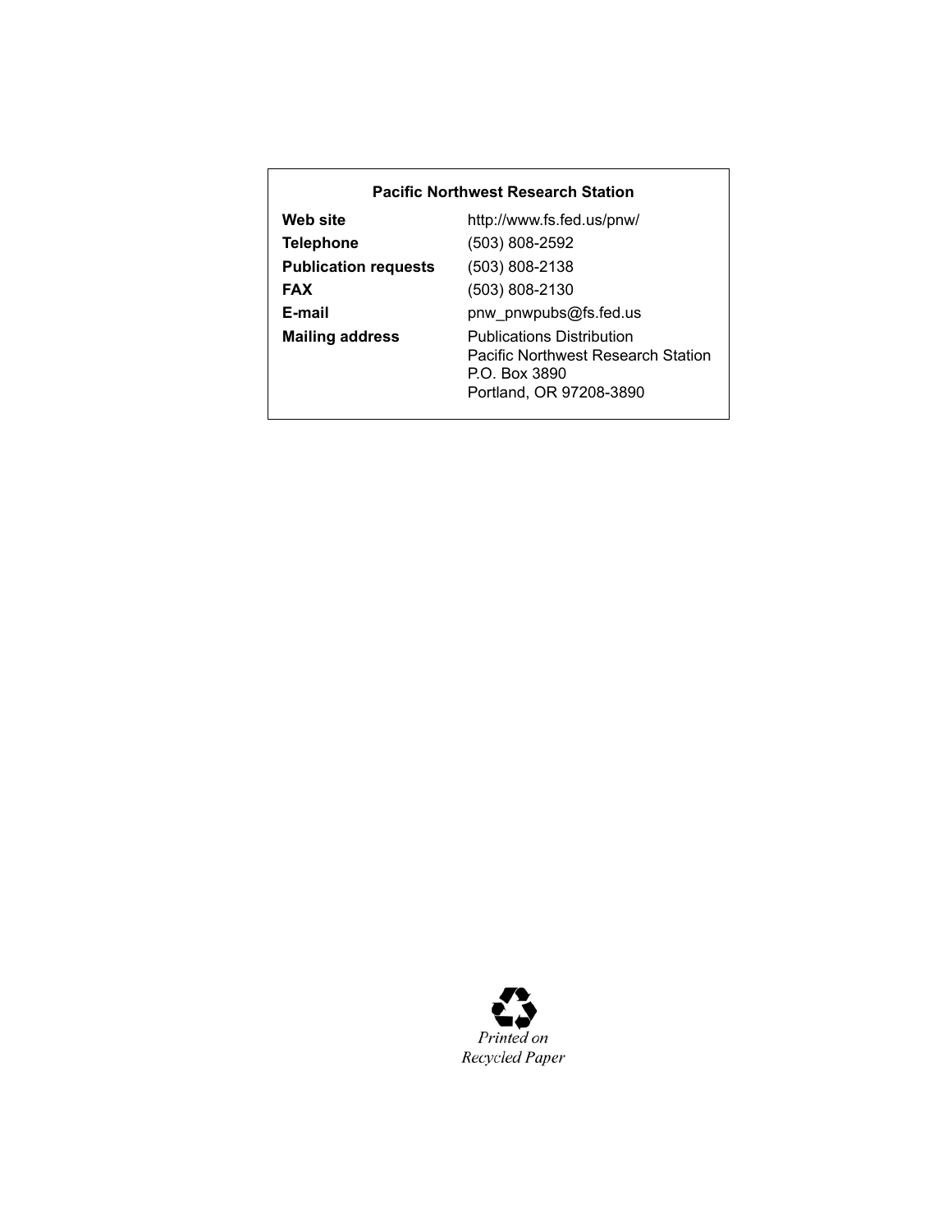**Pacific Northwest Research Station**

| | |
|---|---|
| **Web site** | http://www.fs.fed.us/pnw/ |
| **Telephone** | (503) 808-2592 |
| **Publication requests** | (503) 808-2138 |
| **FAX** | (503) 808-2130 |
| **E-mail** | pnw_pnwpubs@fs.fed.us |
| **Mailing address** | Publications Distribution<br>Pacific Northwest Research Station<br>P.O. Box 3890<br>Portland, OR 97208-3890 |

*Printed on Recycled Paper*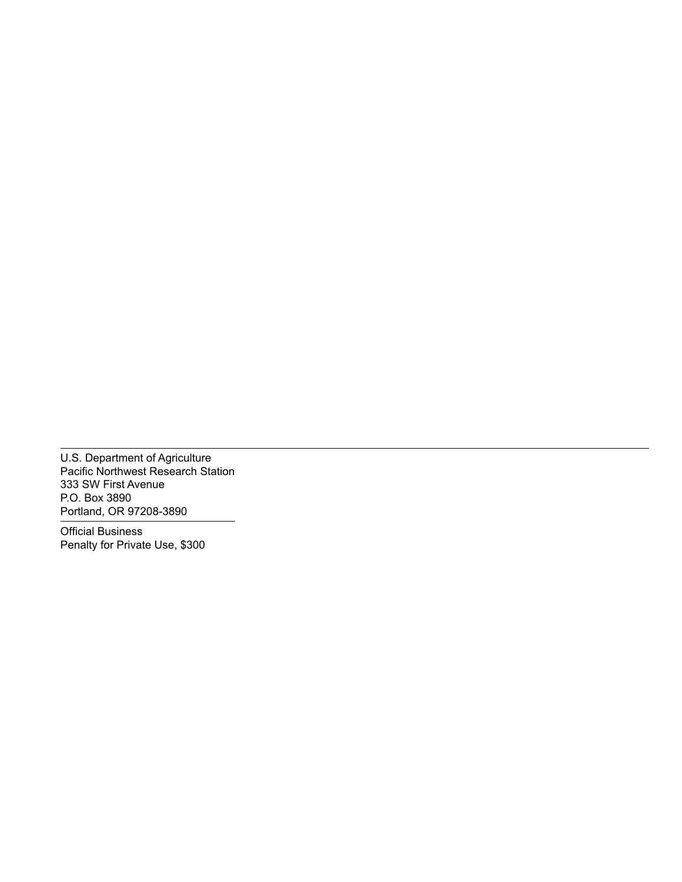U.S. Department of Agriculture
Pacific Northwest Research Station
333 SW First Avenue
P.O. Box 3890
Portland, OR 97208-3890

Official Business
Penalty for Private Use, $300